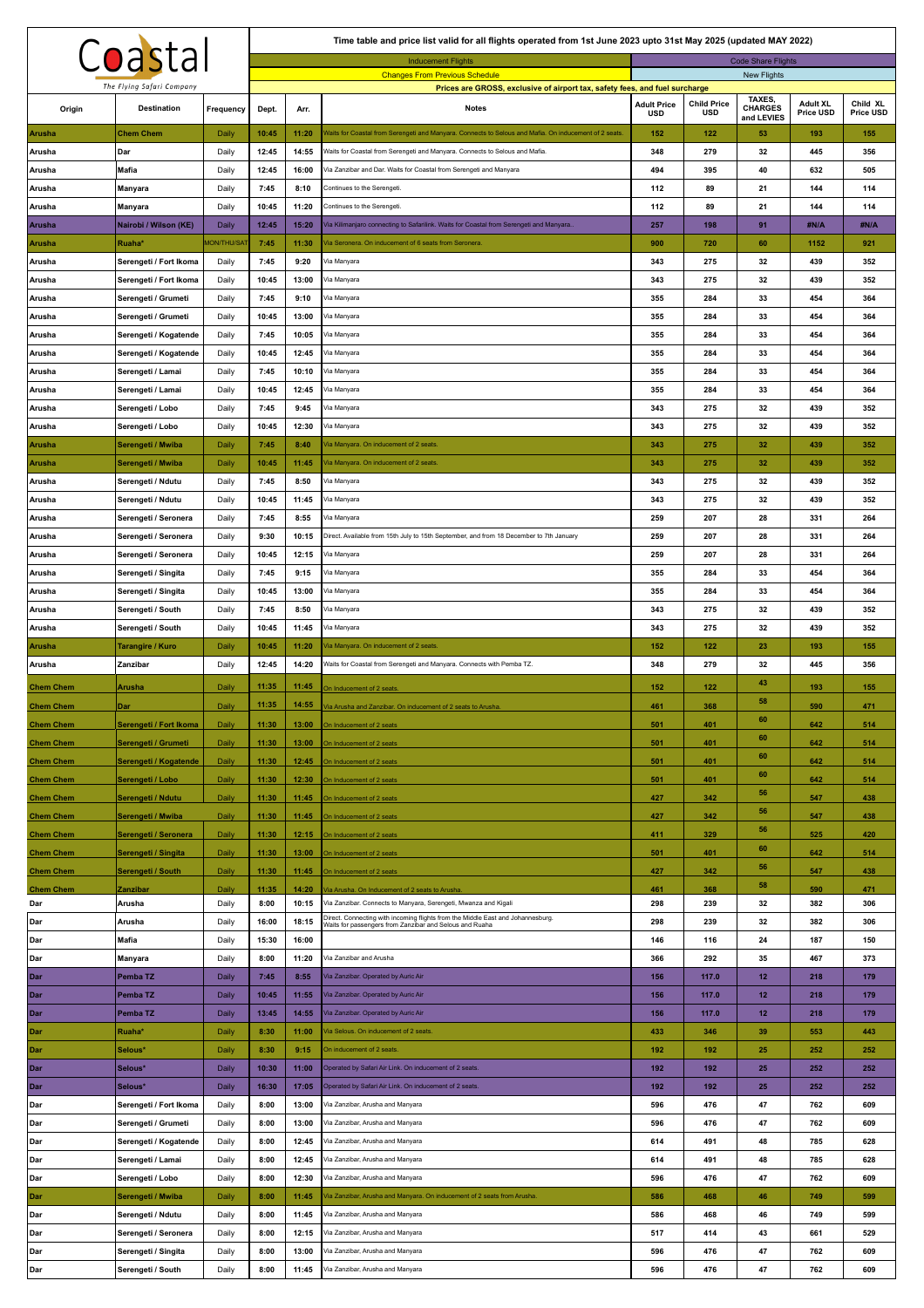# Coastal

*The Flying Safari Company*

Time table and price list valid for all flights operated from 1st June 2023 upto 31st May 2025 (updated MAY 2022)

Inducement Flights | Code Share Flights | Changes From Previous Schedule | New Flights

Prices are GROSS, exclusive of airport tax, safety fees, and fuel surcharge

| Origin | Destination | Frequency | Dept. | Arr. | Notes | Adult Price USD | Child Price USD | TAXES, CHARGES and LEVIES | Adult XL Price USD | Child XL Price USD |
|---|---|---|---|---|---|---|---|---|---|---|
| Arusha | Chem Chem | Daily | 10:45 | 11:20 | Waits for Coastal from Serengeti and Manyara. Connects to Selous and Mafia. On inducement of 2 seats. | 152 | 122 | 53 | 193 | 155 |
| Arusha | Dar | Daily | 12:45 | 14:55 | Waits for Coastal from Serengeti and Manyara. Connects to Selous and Mafia. | 348 | 279 | 32 | 445 | 356 |
| Arusha | Mafia | Daily | 12:45 | 16:00 | Via Zanzibar and Dar. Waits for Coastal from Serengeti and Manyara | 494 | 395 | 40 | 632 | 505 |
| Arusha | Manyara | Daily | 7:45 | 8:10 | Continues to the Serengeti. | 112 | 89 | 21 | 144 | 114 |
| Arusha | Manyara | Daily | 10:45 | 11:20 | Continues to the Serengeti. | 112 | 89 | 21 | 144 | 114 |
| Arusha | Nairobi / Wilson (KE) | Daily | 12:45 | 15:20 | Via Kilimanjaro connecting to Safarilink. Waits for Coastal from Serengeti and Manyara.. | 257 | 198 | 91 | #N/A | #N/A |
| Arusha | Ruaha* | MON/THU/SAT | 7:45 | 11:30 | Via Seronera. On inducement of 6 seats from Seronera. | 900 | 720 | 60 | 1152 | 921 |
| Arusha | Serengeti / Fort Ikoma | Daily | 7:45 | 9:20 | Via Manyara | 343 | 275 | 32 | 439 | 352 |
| Arusha | Serengeti / Fort Ikoma | Daily | 10:45 | 13:00 | Via Manyara | 343 | 275 | 32 | 439 | 352 |
| Arusha | Serengeti / Grumeti | Daily | 7:45 | 9:10 | Via Manyara | 355 | 284 | 33 | 454 | 364 |
| Arusha | Serengeti / Grumeti | Daily | 10:45 | 13:00 | Via Manyara | 355 | 284 | 33 | 454 | 364 |
| Arusha | Serengeti / Kogatende | Daily | 7:45 | 10:05 | Via Manyara | 355 | 284 | 33 | 454 | 364 |
| Arusha | Serengeti / Kogatende | Daily | 10:45 | 12:45 | Via Manyara | 355 | 284 | 33 | 454 | 364 |
| Arusha | Serengeti / Lamai | Daily | 7:45 | 10:10 | Via Manyara | 355 | 284 | 33 | 454 | 364 |
| Arusha | Serengeti / Lamai | Daily | 10:45 | 12:45 | Via Manyara | 355 | 284 | 33 | 454 | 364 |
| Arusha | Serengeti / Lobo | Daily | 7:45 | 9:45 | Via Manyara | 343 | 275 | 32 | 439 | 352 |
| Arusha | Serengeti / Lobo | Daily | 10:45 | 12:30 | Via Manyara | 343 | 275 | 32 | 439 | 352 |
| Arusha | Serengeti / Mwiba | Daily | 7:45 | 8:40 | Via Manyara. On inducement of 2 seats. | 343 | 275 | 32 | 439 | 352 |
| Arusha | Serengeti / Mwiba | Daily | 10:45 | 11:45 | Via Manyara. On inducement of 2 seats. | 343 | 275 | 32 | 439 | 352 |
| Arusha | Serengeti / Ndutu | Daily | 7:45 | 8:50 | Via Manyara | 343 | 275 | 32 | 439 | 352 |
| Arusha | Serengeti / Ndutu | Daily | 10:45 | 11:45 | Via Manyara | 343 | 275 | 32 | 439 | 352 |
| Arusha | Serengeti / Seronera | Daily | 7:45 | 8:55 | Via Manyara | 259 | 207 | 28 | 331 | 264 |
| Arusha | Serengeti / Seronera | Daily | 9:30 | 10:15 | Direct. Available from 15th July to 15th September, and from 18 December to 7th January | 259 | 207 | 28 | 331 | 264 |
| Arusha | Serengeti / Seronera | Daily | 10:45 | 12:15 | Via Manyara | 259 | 207 | 28 | 331 | 264 |
| Arusha | Serengeti / Singita | Daily | 7:45 | 9:15 | Via Manyara | 355 | 284 | 33 | 454 | 364 |
| Arusha | Serengeti / Singita | Daily | 10:45 | 13:00 | Via Manyara | 355 | 284 | 33 | 454 | 364 |
| Arusha | Serengeti / South | Daily | 7:45 | 8:50 | Via Manyara | 343 | 275 | 32 | 439 | 352 |
| Arusha | Serengeti / South | Daily | 10:45 | 11:45 | Via Manyara | 343 | 275 | 32 | 439 | 352 |
| Arusha | Tarangire / Kuro | Daily | 10:45 | 11:20 | Via Manyara. On inducement of 2 seats. | 152 | 122 | 23 | 193 | 155 |
| Arusha | Zanzibar | Daily | 12:45 | 14:20 | Waits for Coastal from Serengeti and Manyara. Connects with Pemba TZ. | 348 | 279 | 32 | 445 | 356 |
| Chem Chem | Arusha | Daily | 11:35 | 11:45 | On Inducement of 2 seats. | 152 | 122 | 43 | 193 | 155 |
| Chem Chem | Dar | Daily | 11:35 | 14:55 | Via Arusha and Zanzibar. On inducement of 2 seats to Arusha. | 461 | 368 | 58 | 590 | 471 |
| Chem Chem | Serengeti / Fort Ikoma | Daily | 11:30 | 13:00 | On Inducement of 2 seats | 501 | 401 | 60 | 642 | 514 |
| Chem Chem | Serengeti / Grumeti | Daily | 11:30 | 13:00 | On Inducement of 2 seats | 501 | 401 | 60 | 642 | 514 |
| Chem Chem | Serengeti / Kogatende | Daily | 11:30 | 12:45 | On Inducement of 2 seats | 501 | 401 | 60 | 642 | 514 |
| Chem Chem | Serengeti / Lobo | Daily | 11:30 | 12:30 | On Inducement of 2 seats | 501 | 401 | 60 | 642 | 514 |
| Chem Chem | Serengeti / Ndutu | Daily | 11:30 | 11:45 | On Inducement of 2 seats | 427 | 342 | 56 | 547 | 438 |
| Chem Chem | Serengeti / Mwiba | Daily | 11:30 | 11:45 | On Inducement of 2 seats | 427 | 342 | 56 | 547 | 438 |
| Chem Chem | Serengeti / Seronera | Daily | 11:30 | 12:15 | On Inducement of 2 seats | 411 | 329 | 56 | 525 | 420 |
| Chem Chem | Serengeti / Singita | Daily | 11:30 | 13:00 | On Inducement of 2 seats | 501 | 401 | 60 | 642 | 514 |
| Chem Chem | Serengeti / South | Daily | 11:30 | 11:45 | On Inducement of 2 seats | 427 | 342 | 56 | 547 | 438 |
| Chem Chem | Zanzibar | Daily | 11:35 | 14:20 | Via Arusha. On Inducement of 2 seats to Arusha. | 461 | 368 | 58 | 590 | 471 |
| Dar | Arusha | Daily | 8:00 | 10:15 | Via Zanzibar. Connects to Manyara, Serengeti, Mwanza and Kigali | 298 | 239 | 32 | 382 | 306 |
| Dar | Arusha | Daily | 16:00 | 18:15 | Direct. Connecting with incoming flights from the Middle East and Johannesburg. Waits for passengers from Zanzibar and Selous and Ruaha | 298 | 239 | 32 | 382 | 306 |
| Dar | Mafia | Daily | 15:30 | 16:00 | | 146 | 116 | 24 | 187 | 150 |
| Dar | Manyara | Daily | 8:00 | 11:20 | Via Zanzibar and Arusha | 366 | 292 | 35 | 467 | 373 |
| Dar | Pemba TZ | Daily | 7:45 | 8:55 | Via Zanzibar. Operated by Auric Air | 156 | 117.0 | 12 | 218 | 179 |
| Dar | Pemba TZ | Daily | 10:45 | 11:55 | Via Zanzibar. Operated by Auric Air | 156 | 117.0 | 12 | 218 | 179 |
| Dar | Pemba TZ | Daily | 13:45 | 14:55 | Via Zanzibar. Operated by Auric Air | 156 | 117.0 | 12 | 218 | 179 |
| Dar | Ruaha* | Daily | 8:30 | 11:00 | Via Selous. On inducement of 2 seats. | 433 | 346 | 39 | 553 | 443 |
| Dar | Selous* | Daily | 8:30 | 9:15 | On inducement of 2 seats. | 192 | 192 | 25 | 252 | 252 |
| Dar | Selous* | Daily | 10:30 | 11:00 | Operated by Safari Air Link. On inducement of 2 seats. | 192 | 192 | 25 | 252 | 252 |
| Dar | Selous* | Daily | 16:30 | 17:05 | Operated by Safari Air Link. On inducement of 2 seats. | 192 | 192 | 25 | 252 | 252 |
| Dar | Serengeti / Fort Ikoma | Daily | 8:00 | 13:00 | Via Zanzibar, Arusha and Manyara | 596 | 476 | 47 | 762 | 609 |
| Dar | Serengeti / Grumeti | Daily | 8:00 | 13:00 | Via Zanzibar, Arusha and Manyara | 596 | 476 | 47 | 762 | 609 |
| Dar | Serengeti / Kogatende | Daily | 8:00 | 12:45 | Via Zanzibar, Arusha and Manyara | 614 | 491 | 48 | 785 | 628 |
| Dar | Serengeti / Lamai | Daily | 8:00 | 12:45 | Via Zanzibar, Arusha and Manyara | 614 | 491 | 48 | 785 | 628 |
| Dar | Serengeti / Lobo | Daily | 8:00 | 12:30 | Via Zanzibar, Arusha and Manyara | 596 | 476 | 47 | 762 | 609 |
| Dar | Serengeti / Mwiba | Daily | 8:00 | 11:45 | Via Zanzibar, Arusha and Manyara. On inducement of 2 seats from Arusha. | 586 | 468 | 46 | 749 | 599 |
| Dar | Serengeti / Ndutu | Daily | 8:00 | 11:45 | Via Zanzibar, Arusha and Manyara | 586 | 468 | 46 | 749 | 599 |
| Dar | Serengeti / Seronera | Daily | 8:00 | 12:15 | Via Zanzibar, Arusha and Manyara | 517 | 414 | 43 | 661 | 529 |
| Dar | Serengeti / Singita | Daily | 8:00 | 13:00 | Via Zanzibar, Arusha and Manyara | 596 | 476 | 47 | 762 | 609 |
| Dar | Serengeti / South | Daily | 8:00 | 11:45 | Via Zanzibar, Arusha and Manyara | 596 | 476 | 47 | 762 | 609 |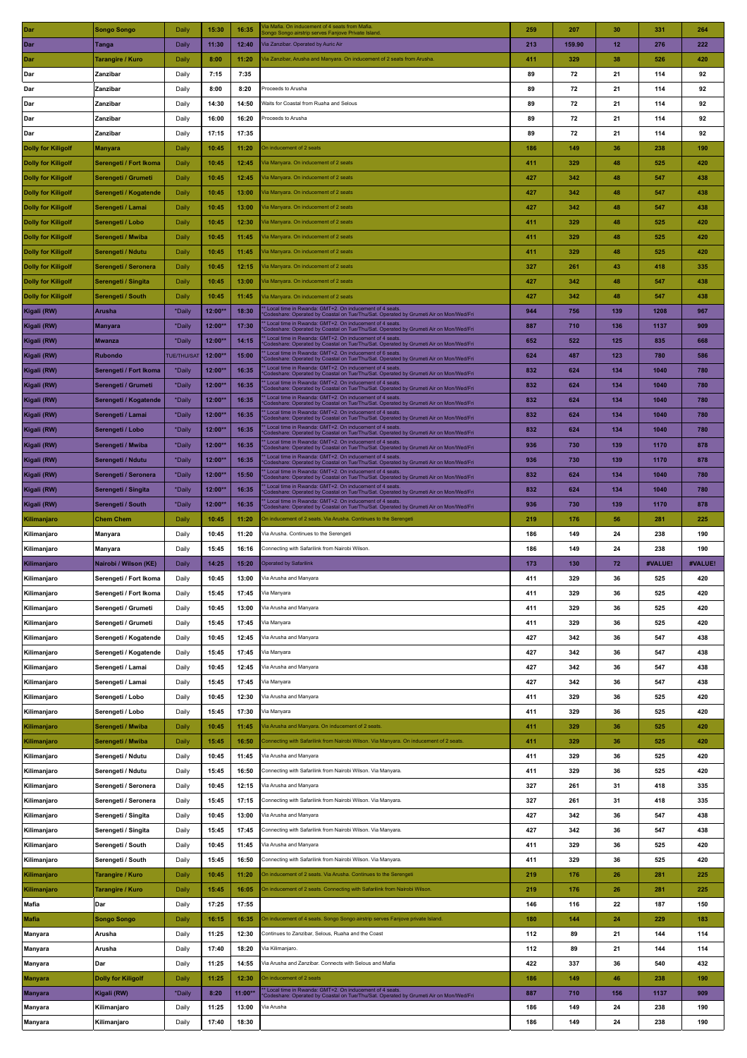| Dar | Songo Songo | Daily | 15:30 | 16:35 | Via Mafia. On inducement of 4 seats from Mafia. Songo Songo airstrip serves Fanjove Private Island. | 259 | 207 | 30 | 331 | 264 |
|---|---|---|---|---|---|---|---|---|---|---|
| Dar | Tanga | Daily | 11:30 | 12:40 | Via Zanzibar. Operated by Auric Air | 213 | 159.90 | 12 | 276 | 222 |
| Dar | Tarangire / Kuro | Daily | 8:00 | 11:20 | Via Zanzibar, Arusha and Manyara. On inducement of 2 seats from Arusha. | 411 | 329 | 38 | 526 | 420 |
| Dar | Zanzibar | Daily | 7:15 | 7:35 | | 89 | 72 | 21 | 114 | 92 |
| Dar | Zanzibar | Daily | 8:00 | 8:20 | Proceeds to Arusha | 89 | 72 | 21 | 114 | 92 |
| Dar | Zanzibar | Daily | 14:30 | 14:50 | Waits for Coastal from Ruaha and Selous | 89 | 72 | 21 | 114 | 92 |
| Dar | Zanzibar | Daily | 16:00 | 16:20 | Proceeds to Arusha | 89 | 72 | 21 | 114 | 92 |
| Dar | Zanzibar | Daily | 17:15 | 17:35 | | 89 | 72 | 21 | 114 | 92 |
| Dolly for Kiligolf | Manyara | Daily | 10:45 | 11:20 | On inducement of 2 seats | 186 | 149 | 36 | 238 | 190 |
| Dolly for Kiligolf | Serengeti / Fort Ikoma | Daily | 10:45 | 12:45 | Via Manyara. On inducement of 2 seats | 411 | 329 | 48 | 525 | 420 |
| Dolly for Kiligolf | Serengeti / Grumeti | Daily | 10:45 | 12:45 | Via Manyara. On inducement of 2 seats | 427 | 342 | 48 | 547 | 438 |
| Dolly for Kiligolf | Serengeti / Kogatende | Daily | 10:45 | 13:00 | Via Manyara. On inducement of 2 seats | 427 | 342 | 48 | 547 | 438 |
| Dolly for Kiligolf | Serengeti / Lamai | Daily | 10:45 | 13:00 | Via Manyara. On inducement of 2 seats | 427 | 342 | 48 | 547 | 438 |
| Dolly for Kiligolf | Serengeti / Lobo | Daily | 10:45 | 12:30 | Via Manyara. On inducement of 2 seats | 411 | 329 | 48 | 525 | 420 |
| Dolly for Kiligolf | Serengeti / Mwiba | Daily | 10:45 | 11:45 | Via Manyara. On inducement of 2 seats | 411 | 329 | 48 | 525 | 420 |
| Dolly for Kiligolf | Serengeti / Ndutu | Daily | 10:45 | 11:45 | Via Manyara. On inducement of 2 seats | 411 | 329 | 48 | 525 | 420 |
| Dolly for Kiligolf | Serengeti / Seronera | Daily | 10:45 | 12:15 | Via Manyara. On inducement of 2 seats | 327 | 261 | 43 | 418 | 335 |
| Dolly for Kiligolf | Serengeti / Singita | Daily | 10:45 | 13:00 | Via Manyara. On inducement of 2 seats | 427 | 342 | 48 | 547 | 438 |
| Dolly for Kiligolf | Serengeti / South | Daily | 10:45 | 11:45 | Via Manyara. On inducement of 2 seats | 427 | 342 | 48 | 547 | 438 |
| Kigali (RW) | Arusha | *Daily | 12:00** | 18:30 | ** Local time in Rwanda: GMT+2. On inducement of 4 seats. *Codeshare: Operated by Coastal on Tue/Thu/Sat. Operated by Grumeti Air on Mon/Wed/Fri | 944 | 756 | 139 | 1208 | 967 |
| Kigali (RW) | Manyara | *Daily | 12:00** | 17:30 | ** Local time in Rwanda: GMT+2. On inducement of 4 seats. *Codeshare: Operated by Coastal on Tue/Thu/Sat. Operated by Grumeti Air on Mon/Wed/Fri | 887 | 710 | 136 | 1137 | 909 |
| Kigali (RW) | Mwanza | *Daily | 12:00** | 14:15 | ** Local time in Rwanda: GMT+2. On inducement of 4 seats. *Codeshare: Operated by Coastal on Tue/Thu/Sat. Operated by Grumeti Air on Mon/Wed/Fri | 652 | 522 | 125 | 835 | 668 |
| Kigali (RW) | Rubondo | TUE/THU/SAT | 12:00** | 15:00 | ** Local time in Rwanda: GMT+2. On inducement of 6 seats. *Codeshare: Operated by Coastal on Tue/Thu/Sat. Operated by Grumeti Air on Mon/Wed/Fri | 624 | 487 | 123 | 780 | 586 |
| Kigali (RW) | Serengeti / Fort Ikoma | *Daily | 12:00** | 16:35 | ** Local time in Rwanda: GMT+2. On inducement of 4 seats. *Codeshare: Operated by Coastal on Tue/Thu/Sat. Operated by Grumeti Air on Mon/Wed/Fri | 832 | 624 | 134 | 1040 | 780 |
| Kigali (RW) | Serengeti / Grumeti | *Daily | 12:00** | 16:35 | ** Local time in Rwanda: GMT+2. On inducement of 4 seats. *Codeshare: Operated by Coastal on Tue/Thu/Sat. Operated by Grumeti Air on Mon/Wed/Fri | 832 | 624 | 134 | 1040 | 780 |
| Kigali (RW) | Serengeti / Kogatende | *Daily | 12:00** | 16:35 | ** Local time in Rwanda: GMT+2. On inducement of 4 seats. *Codeshare: Operated by Coastal on Tue/Thu/Sat. Operated by Grumeti Air on Mon/Wed/Fri | 832 | 624 | 134 | 1040 | 780 |
| Kigali (RW) | Serengeti / Lamai | *Daily | 12:00** | 16:35 | ** Local time in Rwanda: GMT+2. On inducement of 4 seats. *Codeshare: Operated by Coastal on Tue/Thu/Sat. Operated by Grumeti Air on Mon/Wed/Fri | 832 | 624 | 134 | 1040 | 780 |
| Kigali (RW) | Serengeti / Lobo | *Daily | 12:00** | 16:35 | ** Local time in Rwanda: GMT+2. On inducement of 4 seats. *Codeshare: Operated by Coastal on Tue/Thu/Sat. Operated by Grumeti Air on Mon/Wed/Fri | 832 | 624 | 134 | 1040 | 780 |
| Kigali (RW) | Serengeti / Mwiba | *Daily | 12:00** | 16:35 | ** Local time in Rwanda: GMT+2. On inducement of 4 seats. *Codeshare: Operated by Coastal on Tue/Thu/Sat. Operated by Grumeti Air on Mon/Wed/Fri | 936 | 730 | 139 | 1170 | 878 |
| Kigali (RW) | Serengeti / Ndutu | *Daily | 12:00** | 16:35 | ** Local time in Rwanda: GMT+2. On inducement of 4 seats. *Codeshare: Operated by Coastal on Tue/Thu/Sat. Operated by Grumeti Air on Mon/Wed/Fri | 936 | 730 | 139 | 1170 | 878 |
| Kigali (RW) | Serengeti / Seronera | *Daily | 12:00** | 15:50 | ** Local time in Rwanda: GMT+2. On inducement of 4 seats. *Codeshare: Operated by Coastal on Tue/Thu/Sat. Operated by Grumeti Air on Mon/Wed/Fri | 832 | 624 | 134 | 1040 | 780 |
| Kigali (RW) | Serengeti / Singita | *Daily | 12:00** | 16:35 | ** Local time in Rwanda: GMT+2. On inducement of 4 seats. *Codeshare: Operated by Coastal on Tue/Thu/Sat. Operated by Grumeti Air on Mon/Wed/Fri | 832 | 624 | 134 | 1040 | 780 |
| Kigali (RW) | Serengeti / South | *Daily | 12:00** | 16:35 | ** Local time in Rwanda: GMT+2. On inducement of 4 seats. *Codeshare: Operated by Coastal on Tue/Thu/Sat. Operated by Grumeti Air on Mon/Wed/Fri | 936 | 730 | 139 | 1170 | 878 |
| Kilimanjaro | Chem Chem | Daily | 10:45 | 11:20 | On inducement of 2 seats. Via Arusha. Continues to the Serengeti | 219 | 176 | 56 | 281 | 225 |
| Kilimanjaro | Manyara | Daily | 10:45 | 11:20 | Via Arusha. Continues to the Serengeti | 186 | 149 | 24 | 238 | 190 |
| Kilimanjaro | Manyara | Daily | 15:45 | 16:16 | Connecting with Safarilink from Nairobi Wilson. | 186 | 149 | 24 | 238 | 190 |
| Kilimanjaro | Nairobi / Wilson (KE) | Daily | 14:25 | 15:20 | Operated by Safarilink | 173 | 130 | 72 | #VALUE! | #VALUE! |
| Kilimanjaro | Serengeti / Fort Ikoma | Daily | 10:45 | 13:00 | Via Arusha and Manyara | 411 | 329 | 36 | 525 | 420 |
| Kilimanjaro | Serengeti / Fort Ikoma | Daily | 15:45 | 17:45 | Via Manyara | 411 | 329 | 36 | 525 | 420 |
| Kilimanjaro | Serengeti / Grumeti | Daily | 10:45 | 13:00 | Via Arusha and Manyara | 411 | 329 | 36 | 525 | 420 |
| Kilimanjaro | Serengeti / Grumeti | Daily | 15:45 | 17:45 | Via Manyara | 411 | 329 | 36 | 525 | 420 |
| Kilimanjaro | Serengeti / Kogatende | Daily | 10:45 | 12:45 | Via Arusha and Manyara | 427 | 342 | 36 | 547 | 438 |
| Kilimanjaro | Serengeti / Kogatende | Daily | 15:45 | 17:45 | Via Manyara | 427 | 342 | 36 | 547 | 438 |
| Kilimanjaro | Serengeti / Lamai | Daily | 10:45 | 12:45 | Via Arusha and Manyara | 427 | 342 | 36 | 547 | 438 |
| Kilimanjaro | Serengeti / Lamai | Daily | 15:45 | 17:45 | Via Manyara | 427 | 342 | 36 | 547 | 438 |
| Kilimanjaro | Serengeti / Lobo | Daily | 10:45 | 12:30 | Via Arusha and Manyara | 411 | 329 | 36 | 525 | 420 |
| Kilimanjaro | Serengeti / Lobo | Daily | 15:45 | 17:30 | Via Manyara | 411 | 329 | 36 | 525 | 420 |
| Kilimanjaro | Serengeti / Mwiba | Daily | 10:45 | 11:45 | Via Arusha and Manyara. On inducement of 2 seats. | 411 | 329 | 36 | 525 | 420 |
| Kilimanjaro | Serengeti / Mwiba | Daily | 15:45 | 16:50 | Connecting with Safarilink from Nairobi Wilson. Via Manyara. On inducement of 2 seats. | 411 | 329 | 36 | 525 | 420 |
| Kilimanjaro | Serengeti / Ndutu | Daily | 10:45 | 11:45 | Via Arusha and Manyara | 411 | 329 | 36 | 525 | 420 |
| Kilimanjaro | Serengeti / Ndutu | Daily | 15:45 | 16:50 | Connecting with Safarilink from Nairobi Wilson. Via Manyara. | 411 | 329 | 36 | 525 | 420 |
| Kilimanjaro | Serengeti / Seronera | Daily | 10:45 | 12:15 | Via Arusha and Manyara | 327 | 261 | 31 | 418 | 335 |
| Kilimanjaro | Serengeti / Seronera | Daily | 15:45 | 17:15 | Connecting with Safarilink from Nairobi Wilson. Via Manyara. | 327 | 261 | 31 | 418 | 335 |
| Kilimanjaro | Serengeti / Singita | Daily | 10:45 | 13:00 | Via Arusha and Manyara | 427 | 342 | 36 | 547 | 438 |
| Kilimanjaro | Serengeti / Singita | Daily | 15:45 | 17:45 | Connecting with Safarilink from Nairobi Wilson. Via Manyara. | 427 | 342 | 36 | 547 | 438 |
| Kilimanjaro | Serengeti / South | Daily | 10:45 | 11:45 | Via Arusha and Manyara | 411 | 329 | 36 | 525 | 420 |
| Kilimanjaro | Serengeti / South | Daily | 15:45 | 16:50 | Connecting with Safarilink from Nairobi Wilson. Via Manyara. | 411 | 329 | 36 | 525 | 420 |
| Kilimanjaro | Tarangire / Kuro | Daily | 10:45 | 11:20 | On inducement of 2 seats. Via Arusha. Continues to the Serengeti | 219 | 176 | 26 | 281 | 225 |
| Kilimanjaro | Tarangire / Kuro | Daily | 15:45 | 16:05 | On inducement of 2 seats. Connecting with Safarilink from Nairobi Wilson. | 219 | 176 | 26 | 281 | 225 |
| Mafia | Dar | Daily | 17:25 | 17:55 | | 146 | 116 | 22 | 187 | 150 |
| Mafia | Songo Songo | Daily | 16:15 | 16:35 | On inducement of 4 seats. Songo Songo airstrip serves Fanjove private Island. | 180 | 144 | 24 | 229 | 183 |
| Manyara | Arusha | Daily | 11:25 | 12:30 | Continues to Zanzibar, Selous, Ruaha and the Coast | 112 | 89 | 21 | 144 | 114 |
| Manyara | Arusha | Daily | 17:40 | 18:20 | Via Kilimanjaro. | 112 | 89 | 21 | 144 | 114 |
| Manyara | Dar | Daily | 11:25 | 14:55 | Via Arusha and Zanzibar. Connects with Selous and Mafia | 422 | 337 | 36 | 540 | 432 |
| Manyara | Dolly for Kiligolf | Daily | 11:25 | 12:30 | On inducement of 2 seats | 186 | 149 | 46 | 238 | 190 |
| Manyara | Kigali (RW) | *Daily | 8:20 | 11:00** | ** Local time in Rwanda: GMT+2. On inducement of 4 seats. *Codeshare: Operated by Coastal on Tue/Thu/Sat. Operated by Grumeti Air on Mon/Wed/Fri | 887 | 710 | 156 | 1137 | 909 |
| Manyara | Kilimanjaro | Daily | 11:25 | 13:00 | Via Arusha | 186 | 149 | 24 | 238 | 190 |
| Manyara | Kilimanjaro | Daily | 17:40 | 18:30 | | 186 | 149 | 24 | 238 | 190 |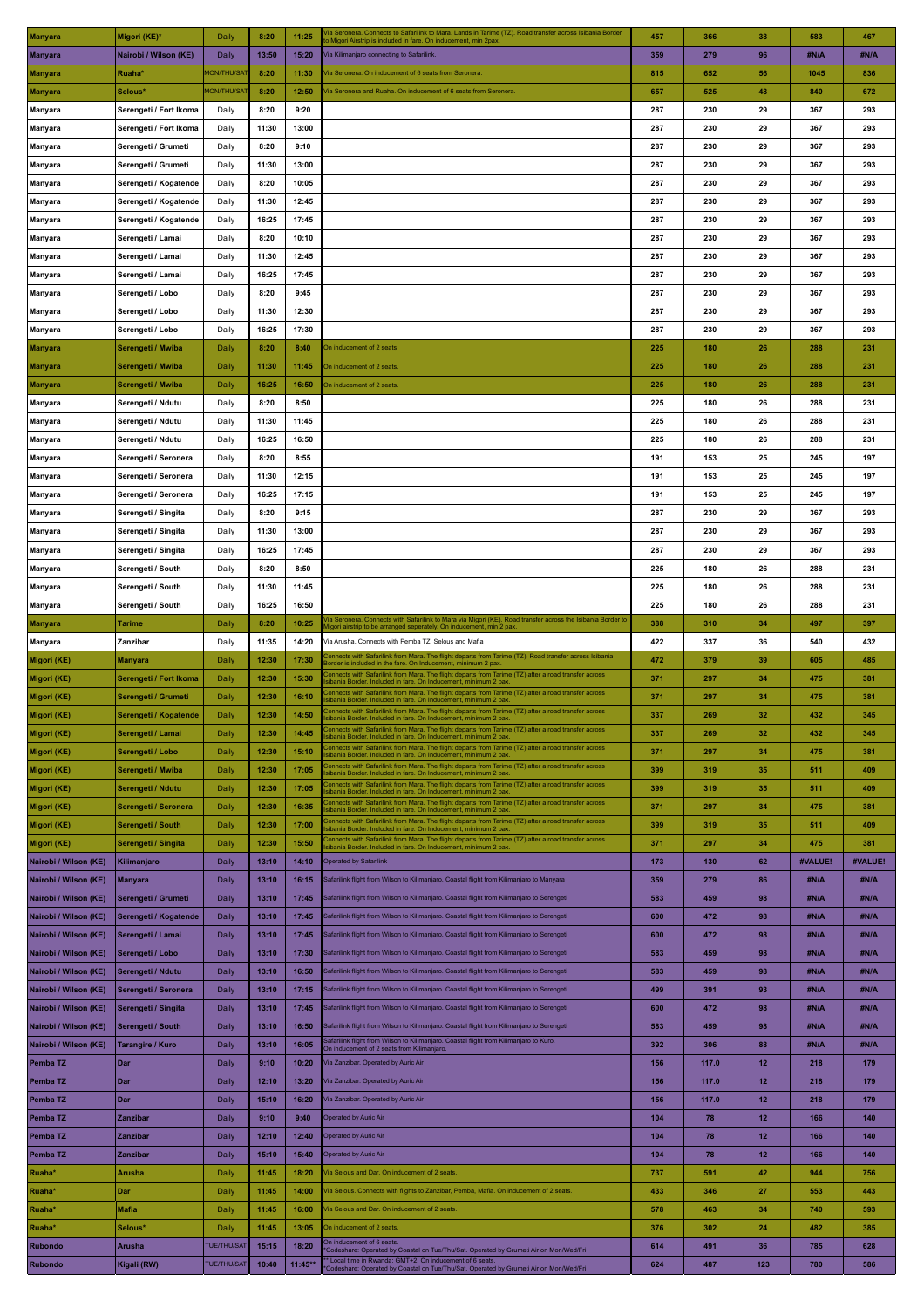| Manyara | Migori (KE)* | Daily | 8:20 | 11:25 | Via Seronera. Connects to Safarilink to Mara. Lands in Tarime (TZ). Road transfer across Isibania Border to Migori Airstrip is included in fare. On inducement, min 2pax. | 457 | 366 | 38 | 583 | 467 |
|---|---|---|---|---|---|---|---|---|---|---|
| Manyara | Nairobi / Wilson (KE) | Daily | 13:50 | 15:20 | Via Kilimanjaro connecting to Safarilink. | 359 | 279 | 96 | #N/A | #N/A |
| Manyara | Ruaha* | MON/THU/SAT | 8:20 | 11:30 | Via Seronera. On inducement of 6 seats from Seronera. | 815 | 652 | 56 | 1045 | 836 |
| Manyara | Selous* | MON/THU/SAT | 8:20 | 12:50 | Via Seronera and Ruaha. On inducement of 6 seats from Seronera. | 657 | 525 | 48 | 840 | 672 |
| Manyara | Serengeti / Fort Ikoma | Daily | 8:20 | 9:20 | | 287 | 230 | 29 | 367 | 293 |
| Manyara | Serengeti / Fort Ikoma | Daily | 11:30 | 13:00 | | 287 | 230 | 29 | 367 | 293 |
| Manyara | Serengeti / Grumeti | Daily | 8:20 | 9:10 | | 287 | 230 | 29 | 367 | 293 |
| Manyara | Serengeti / Grumeti | Daily | 11:30 | 13:00 | | 287 | 230 | 29 | 367 | 293 |
| Manyara | Serengeti / Kogatende | Daily | 8:20 | 10:05 | | 287 | 230 | 29 | 367 | 293 |
| Manyara | Serengeti / Kogatende | Daily | 11:30 | 12:45 | | 287 | 230 | 29 | 367 | 293 |
| Manyara | Serengeti / Kogatende | Daily | 16:25 | 17:45 | | 287 | 230 | 29 | 367 | 293 |
| Manyara | Serengeti / Lamai | Daily | 8:20 | 10:10 | | 287 | 230 | 29 | 367 | 293 |
| Manyara | Serengeti / Lamai | Daily | 11:30 | 12:45 | | 287 | 230 | 29 | 367 | 293 |
| Manyara | Serengeti / Lamai | Daily | 16:25 | 17:45 | | 287 | 230 | 29 | 367 | 293 |
| Manyara | Serengeti / Lobo | Daily | 8:20 | 9:45 | | 287 | 230 | 29 | 367 | 293 |
| Manyara | Serengeti / Lobo | Daily | 11:30 | 12:30 | | 287 | 230 | 29 | 367 | 293 |
| Manyara | Serengeti / Lobo | Daily | 16:25 | 17:30 | | 287 | 230 | 29 | 367 | 293 |
| Manyara | Serengeti / Mwiba | Daily | 8:20 | 8:40 | On inducement of 2 seats | 225 | 180 | 26 | 288 | 231 |
| Manyara | Serengeti / Mwiba | Daily | 11:30 | 11:45 | On inducement of 2 seats. | 225 | 180 | 26 | 288 | 231 |
| Manyara | Serengeti / Mwiba | Daily | 16:25 | 16:50 | On inducement of 2 seats. | 225 | 180 | 26 | 288 | 231 |
| Manyara | Serengeti / Ndutu | Daily | 8:20 | 8:50 | | 225 | 180 | 26 | 288 | 231 |
| Manyara | Serengeti / Ndutu | Daily | 11:30 | 11:45 | | 225 | 180 | 26 | 288 | 231 |
| Manyara | Serengeti / Ndutu | Daily | 16:25 | 16:50 | | 225 | 180 | 26 | 288 | 231 |
| Manyara | Serengeti / Seronera | Daily | 8:20 | 8:55 | | 191 | 153 | 25 | 245 | 197 |
| Manyara | Serengeti / Seronera | Daily | 11:30 | 12:15 | | 191 | 153 | 25 | 245 | 197 |
| Manyara | Serengeti / Seronera | Daily | 16:25 | 17:15 | | 191 | 153 | 25 | 245 | 197 |
| Manyara | Serengeti / Singita | Daily | 8:20 | 9:15 | | 287 | 230 | 29 | 367 | 293 |
| Manyara | Serengeti / Singita | Daily | 11:30 | 13:00 | | 287 | 230 | 29 | 367 | 293 |
| Manyara | Serengeti / Singita | Daily | 16:25 | 17:45 | | 287 | 230 | 29 | 367 | 293 |
| Manyara | Serengeti / South | Daily | 8:20 | 8:50 | | 225 | 180 | 26 | 288 | 231 |
| Manyara | Serengeti / South | Daily | 11:30 | 11:45 | | 225 | 180 | 26 | 288 | 231 |
| Manyara | Serengeti / South | Daily | 16:25 | 16:50 | | 225 | 180 | 26 | 288 | 231 |
| Manyara | Tarime | Daily | 8:20 | 10:25 | Via Seronera. Connects with Safarilink to Mara via Migori (KE). Road transfer across the Isibania Border to Migori airstrip to be arranged seperately. On inducement, min 2 pax. | 388 | 310 | 34 | 497 | 397 |
| Manyara | Zanzibar | Daily | 11:35 | 14:20 | Via Arusha. Connects with Pemba TZ, Selous and Mafia | 422 | 337 | 36 | 540 | 432 |
| Migori (KE) | Manyara | Daily | 12:30 | 17:30 | Connects with Safarilink from Mara. The flight departs from Tarime (TZ). Road transfer across Isibania Border is included in the fare. On Inducement, minimum 2 pax. | 472 | 379 | 39 | 605 | 485 |
| Migori (KE) | Serengeti / Fort Ikoma | Daily | 12:30 | 15:30 | Connects with Safarilink from Mara. The flight departs from Tarime (TZ) after a road transfer across Isibania Border. Included in fare. On Inducement, minimum 2 pax. | 371 | 297 | 34 | 475 | 381 |
| Migori (KE) | Serengeti / Grumeti | Daily | 12:30 | 16:10 | Connects with Safarilink from Mara. The flight departs from Tarime (TZ) after a road transfer across Isibania Border. Included in fare. On Inducement, minimum 2 pax. | 371 | 297 | 34 | 475 | 381 |
| Migori (KE) | Serengeti / Kogatende | Daily | 12:30 | 14:50 | Connects with Safarilink from Mara. The flight departs from Tarime (TZ) after a road transfer across Isibania Border. Included in fare. On Inducement, minimum 2 pax. | 337 | 269 | 32 | 432 | 345 |
| Migori (KE) | Serengeti / Lamai | Daily | 12:30 | 14:45 | Connects with Safarilink from Mara. The flight departs from Tarime (TZ) after a road transfer across Isibania Border. Included in fare. On Inducement, minimum 2 pax. | 337 | 269 | 32 | 432 | 345 |
| Migori (KE) | Serengeti / Lobo | Daily | 12:30 | 15:10 | Connects with Safarilink from Mara. The flight departs from Tarime (TZ) after a road transfer across Isibania Border. Included in fare. On Inducement, minimum 2 pax. | 371 | 297 | 34 | 475 | 381 |
| Migori (KE) | Serengeti / Mwiba | Daily | 12:30 | 17:05 | Connects with Safarilink from Mara. The flight departs from Tarime (TZ) after a road transfer across Isibania Border. Included in fare. On Inducement, minimum 2 pax. | 399 | 319 | 35 | 511 | 409 |
| Migori (KE) | Serengeti / Ndutu | Daily | 12:30 | 17:05 | Connects with Safarilink from Mara. The flight departs from Tarime (TZ) after a road transfer across Isibania Border. Included in fare. On Inducement, minimum 2 pax. | 399 | 319 | 35 | 511 | 409 |
| Migori (KE) | Serengeti / Seronera | Daily | 12:30 | 16:35 | Connects with Safarilink from Mara. The flight departs from Tarime (TZ) after a road transfer across Isibania Border. Included in fare. On Inducement, minimum 2 pax. | 371 | 297 | 34 | 475 | 381 |
| Migori (KE) | Serengeti / South | Daily | 12:30 | 17:00 | Connects with Safarilink from Mara. The flight departs from Tarime (TZ) after a road transfer across Isibania Border. Included in fare. On Inducement, minimum 2 pax. | 399 | 319 | 35 | 511 | 409 |
| Migori (KE) | Serengeti / Singita | Daily | 12:30 | 15:50 | Connects with Safarilink from Mara. The flight departs from Tarime (TZ) after a road transfer across Isibania Border. Included in fare. On Inducement, minimum 2 pax. | 371 | 297 | 34 | 475 | 381 |
| Nairobi / Wilson (KE) | Kilimanjaro | Daily | 13:10 | 14:10 | Operated by Safarilink | 173 | 130 | 62 | #VALUE! | #VALUE! |
| Nairobi / Wilson (KE) | Manyara | Daily | 13:10 | 16:15 | Safarilink flight from Wilson to Kilimanjaro. Coastal flight from Kilimanjaro to Manyara | 359 | 279 | 86 | #N/A | #N/A |
| Nairobi / Wilson (KE) | Serengeti / Grumeti | Daily | 13:10 | 17:45 | Safarilink flight from Wilson to Kilimanjaro. Coastal flight from Kilimanjaro to Serengeti | 583 | 459 | 98 | #N/A | #N/A |
| Nairobi / Wilson (KE) | Serengeti / Kogatende | Daily | 13:10 | 17:45 | Safarilink flight from Wilson to Kilimanjaro. Coastal flight from Kilimanjaro to Serengeti | 600 | 472 | 98 | #N/A | #N/A |
| Nairobi / Wilson (KE) | Serengeti / Lamai | Daily | 13:10 | 17:45 | Safarilink flight from Wilson to Kilimanjaro. Coastal flight from Kilimanjaro to Serengeti | 600 | 472 | 98 | #N/A | #N/A |
| Nairobi / Wilson (KE) | Serengeti / Lobo | Daily | 13:10 | 17:30 | Safarilink flight from Wilson to Kilimanjaro. Coastal flight from Kilimanjaro to Serengeti | 583 | 459 | 98 | #N/A | #N/A |
| Nairobi / Wilson (KE) | Serengeti / Ndutu | Daily | 13:10 | 16:50 | Safarilink flight from Wilson to Kilimanjaro. Coastal flight from Kilimanjaro to Serengeti | 583 | 459 | 98 | #N/A | #N/A |
| Nairobi / Wilson (KE) | Serengeti / Seronera | Daily | 13:10 | 17:15 | Safarilink flight from Wilson to Kilimanjaro. Coastal flight from Kilimanjaro to Serengeti | 499 | 391 | 93 | #N/A | #N/A |
| Nairobi / Wilson (KE) | Serengeti / Singita | Daily | 13:10 | 17:45 | Safarilink flight from Wilson to Kilimanjaro. Coastal flight from Kilimanjaro to Serengeti | 600 | 472 | 98 | #N/A | #N/A |
| Nairobi / Wilson (KE) | Serengeti / South | Daily | 13:10 | 16:50 | Safarilink flight from Wilson to Kilimanjaro. Coastal flight from Kilimanjaro to Serengeti | 583 | 459 | 98 | #N/A | #N/A |
| Nairobi / Wilson (KE) | Tarangire / Kuro | Daily | 13:10 | 16:05 | Safarilink flight from Wilson to Kilimanjaro. Coastal flight from Kilimanjaro to Kuro. On inducement of 2 seats from Kilimanjaro. | 392 | 306 | 88 | #N/A | #N/A |
| Pemba TZ | Dar | Daily | 9:10 | 10:20 | Via Zanzibar. Operated by Auric Air | 156 | 117.0 | 12 | 218 | 179 |
| Pemba TZ | Dar | Daily | 12:10 | 13:20 | Via Zanzibar. Operated by Auric Air | 156 | 117.0 | 12 | 218 | 179 |
| Pemba TZ | Dar | Daily | 15:10 | 16:20 | Via Zanzibar. Operated by Auric Air | 156 | 117.0 | 12 | 218 | 179 |
| Pemba TZ | Zanzibar | Daily | 9:10 | 9:40 | Operated by Auric Air | 104 | 78 | 12 | 166 | 140 |
| Pemba TZ | Zanzibar | Daily | 12:10 | 12:40 | Operated by Auric Air | 104 | 78 | 12 | 166 | 140 |
| Pemba TZ | Zanzibar | Daily | 15:10 | 15:40 | Operated by Auric Air | 104 | 78 | 12 | 166 | 140 |
| Ruaha* | Arusha | Daily | 11:45 | 18:20 | Via Selous and Dar. On inducement of 2 seats. | 737 | 591 | 42 | 944 | 756 |
| Ruaha* | Dar | Daily | 11:45 | 14:00 | Via Selous. Connects with flights to Zanzibar, Pemba, Mafia. On inducement of 2 seats. | 433 | 346 | 27 | 553 | 443 |
| Ruaha* | Mafia | Daily | 11:45 | 16:00 | Via Selous and Dar. On inducement of 2 seats. | 578 | 463 | 34 | 740 | 593 |
| Ruaha* | Selous* | Daily | 11:45 | 13:05 | On inducement of 2 seats. | 376 | 302 | 24 | 482 | 385 |
| Rubondo | Arusha | TUE/THU/SAT | 15:15 | 18:20 | On inducement of 6 seats. *Codeshare: Operated by Coastal on Tue/Thu/Sat. Operated by Grumeti Air on Mon/Wed/Fri | 614 | 491 | 36 | 785 | 628 |
| Rubondo | Kigali (RW) | TUE/THU/SAT | 10:40 | 11:45** | ** Local time in Rwanda: GMT+2. On inducement of 6 seats. *Codeshare: Operated by Coastal on Tue/Thu/Sat. Operated by Grumeti Air on Mon/Wed/Fri | 624 | 487 | 123 | 780 | 586 |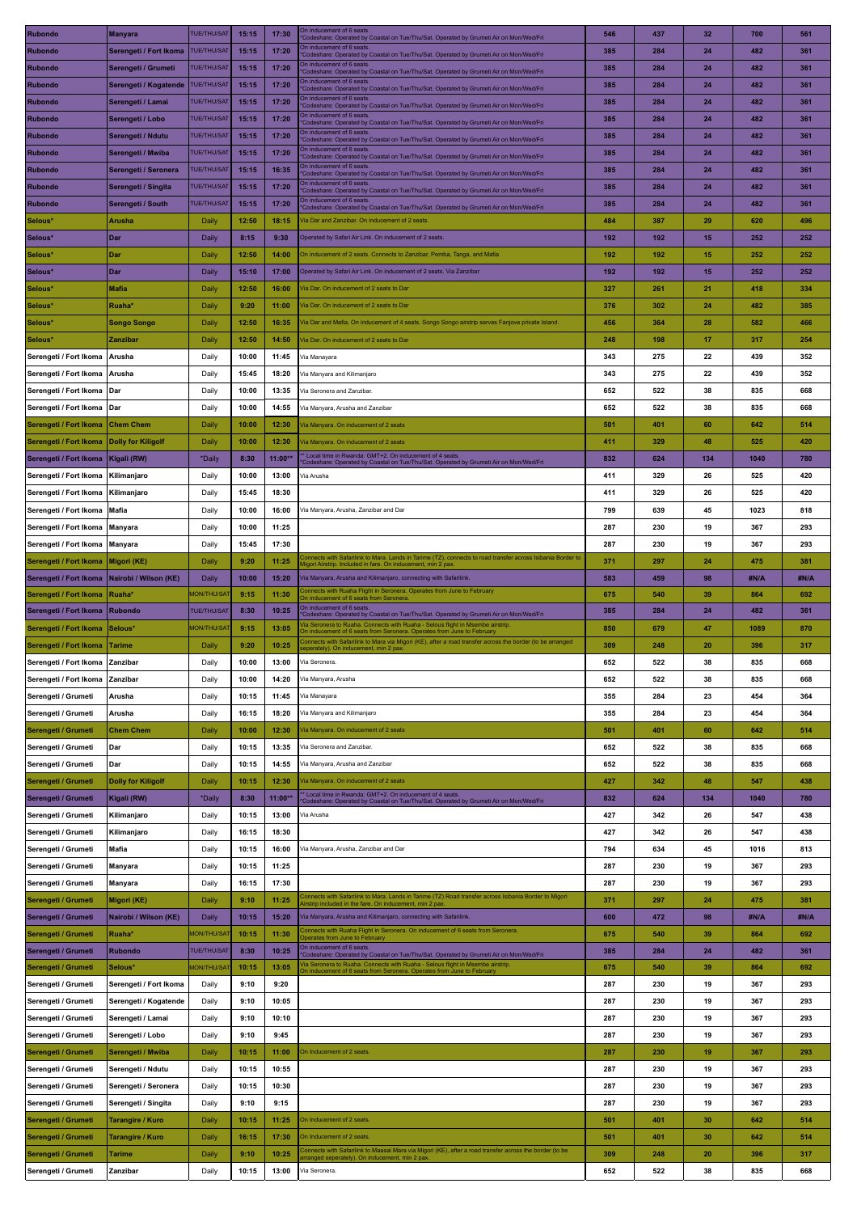| Rubondo | Manyara | TUE/THU/SAT | 15:15 | 17:30 | On inducement of 6 seats. *Codeshare: Operated by Coastal on Tue/Thu/Sat. Operated by Grumeti Air on Mon/Wed/Fri | 546 | 437 | 32 | 700 | 561 |
|---|---|---|---|---|---|---|---|---|---|---|
| Rubondo | Serengeti / Fort Ikoma | TUE/THU/SAT | 15:15 | 17:20 | On inducement of 6 seats. *Codeshare: Operated by Coastal on Tue/Thu/Sat. Operated by Grumeti Air on Mon/Wed/Fri | 385 | 284 | 24 | 482 | 361 |
| Rubondo | Serengeti / Grumeti | TUE/THU/SAT | 15:15 | 17:20 | On inducement of 6 seats. *Codeshare: Operated by Coastal on Tue/Thu/Sat. Operated by Grumeti Air on Mon/Wed/Fri | 385 | 284 | 24 | 482 | 361 |
| Rubondo | Serengeti / Kogatende | TUE/THU/SAT | 15:15 | 17:20 | On inducement of 6 seats. *Codeshare: Operated by Coastal on Tue/Thu/Sat. Operated by Grumeti Air on Mon/Wed/Fri | 385 | 284 | 24 | 482 | 361 |
| Rubondo | Serengeti / Lamai | TUE/THU/SAT | 15:15 | 17:20 | On inducement of 6 seats. *Codeshare: Operated by Coastal on Tue/Thu/Sat. Operated by Grumeti Air on Mon/Wed/Fri | 385 | 284 | 24 | 482 | 361 |
| Rubondo | Serengeti / Lobo | TUE/THU/SAT | 15:15 | 17:20 | On inducement of 6 seats. *Codeshare: Operated by Coastal on Tue/Thu/Sat. Operated by Grumeti Air on Mon/Wed/Fri | 385 | 284 | 24 | 482 | 361 |
| Rubondo | Serengeti / Ndutu | TUE/THU/SAT | 15:15 | 17:20 | On inducement of 6 seats. *Codeshare: Operated by Coastal on Tue/Thu/Sat. Operated by Grumeti Air on Mon/Wed/Fri | 385 | 284 | 24 | 482 | 361 |
| Rubondo | Serengeti / Mwiba | TUE/THU/SAT | 15:15 | 17:20 | On inducement of 6 seats. *Codeshare: Operated by Coastal on Tue/Thu/Sat. Operated by Grumeti Air on Mon/Wed/Fri | 385 | 284 | 24 | 482 | 361 |
| Rubondo | Serengeti / Seronera | TUE/THU/SAT | 15:15 | 16:35 | On inducement of 6 seats. *Codeshare: Operated by Coastal on Tue/Thu/Sat. Operated by Grumeti Air on Mon/Wed/Fri | 385 | 284 | 24 | 482 | 361 |
| Rubondo | Serengeti / Singita | TUE/THU/SAT | 15:15 | 17:20 | On inducement of 6 seats. *Codeshare: Operated by Coastal on Tue/Thu/Sat. Operated by Grumeti Air on Mon/Wed/Fri | 385 | 284 | 24 | 482 | 361 |
| Rubondo | Serengeti / South | TUE/THU/SAT | 15:15 | 17:20 | On inducement of 6 seats. *Codeshare: Operated by Coastal on Tue/Thu/Sat. Operated by Grumeti Air on Mon/Wed/Fri | 385 | 284 | 24 | 482 | 361 |
| Selous* | Arusha | Daily | 12:50 | 18:15 | Via Dar and Zanzibar. On inducement of 2 seats. | 484 | 387 | 29 | 620 | 496 |
| Selous* | Dar | Daily | 8:15 | 9:30 | Operated by Safari Air Link. On inducement of 2 seats. | 192 | 192 | 15 | 252 | 252 |
| Selous* | Dar | Daily | 12:50 | 14:00 | On inducement of 2 seats. Connects to Zanzibar, Pemba, Tanga, and Mafia | 192 | 192 | 15 | 252 | 252 |
| Selous* | Dar | Daily | 15:10 | 17:00 | Operated by Safari Air Link. On inducement of 2 seats. Via Zanzibar | 192 | 192 | 15 | 252 | 252 |
| Selous* | Mafia | Daily | 12:50 | 16:00 | Via Dar. On inducement of 2 seats to Dar | 327 | 261 | 21 | 418 | 334 |
| Selous* | Ruaha* | Daily | 9:20 | 11:00 | Via Dar. On inducement of 2 seats to Dar | 376 | 302 | 24 | 482 | 385 |
| Selous* | Songo Songo | Daily | 12:50 | 16:35 | Via Dar and Mafia. On inducement of 4 seats. Songo Songo airstrip serves Fanjove private Island. | 456 | 364 | 28 | 582 | 466 |
| Selous* | Zanzibar | Daily | 12:50 | 14:50 | Via Dar. On inducement of 2 seats to Dar | 248 | 198 | 17 | 317 | 254 |
| Serengeti / Fort Ikoma | Arusha | Daily | 10:00 | 11:45 | Via Manayara | 343 | 275 | 22 | 439 | 352 |
| Serengeti / Fort Ikoma | Arusha | Daily | 15:45 | 18:20 | Via Manyara and Kilimanjaro | 343 | 275 | 22 | 439 | 352 |
| Serengeti / Fort Ikoma | Dar | Daily | 10:00 | 13:35 | Via Seronera and Zanzibar. | 652 | 522 | 38 | 835 | 668 |
| Serengeti / Fort Ikoma | Dar | Daily | 10:00 | 14:55 | Via Manyara, Arusha and Zanzibar | 652 | 522 | 38 | 835 | 668 |
| Serengeti / Fort Ikoma | Chem Chem | Daily | 10:00 | 12:30 | Via Manyara. On inducement of 2 seats | 501 | 401 | 60 | 642 | 514 |
| Serengeti / Fort Ikoma | Dolly for Kiligolf | Daily | 10:00 | 12:30 | Via Manyara. On inducement of 2 seats | 411 | 329 | 48 | 525 | 420 |
| Serengeti / Fort Ikoma | Kigali (RW) | *Daily | 8:30 | 11:00** | ** Local time in Rwanda: GMT+2. On inducement of 4 seats. *Codeshare: Operated by Coastal on Tue/Thu/Sat. Operated by Grumeti Air on Mon/Wed/Fri | 832 | 624 | 134 | 1040 | 780 |
| Serengeti / Fort Ikoma | Kilimanjaro | Daily | 10:00 | 13:00 | Via Arusha | 411 | 329 | 26 | 525 | 420 |
| Serengeti / Fort Ikoma | Kilimanjaro | Daily | 15:45 | 18:30 | | 411 | 329 | 26 | 525 | 420 |
| Serengeti / Fort Ikoma | Mafia | Daily | 10:00 | 16:00 | Via Manyara, Arusha, Zanzibar and Dar | 799 | 639 | 45 | 1023 | 818 |
| Serengeti / Fort Ikoma | Manyara | Daily | 10:00 | 11:25 | | 287 | 230 | 19 | 367 | 293 |
| Serengeti / Fort Ikoma | Manyara | Daily | 15:45 | 17:30 | | 287 | 230 | 19 | 367 | 293 |
| Serengeti / Fort Ikoma | Migori (KE) | Daily | 9:20 | 11:25 | Connects with Safarilink to Mara. Lands in Tarime (TZ), connects to road transfer across Isibania Border to Migori Airstrip. Included in fare. On inducement, min 2 pax. | 371 | 297 | 24 | 475 | 381 |
| Serengeti / Fort Ikoma | Nairobi / Wilson (KE) | Daily | 10:00 | 15:20 | Via Manyara, Arusha and Kilimanjaro, connecting with Safarlink. | 583 | 459 | 98 | #N/A | #N/A |
| Serengeti / Fort Ikoma | Ruaha* | MON/THU/SAT | 9:15 | 11:30 | Connects with Ruaha Flight in Seronera. Operates from June to February On inducement of 6 seats from Seronera. | 675 | 540 | 39 | 864 | 692 |
| Serengeti / Fort Ikoma | Rubondo | TUE/THU/SAT | 8:30 | 10:25 | On inducement of 6 seats. *Codeshare: Operated by Coastal on Tue/Thu/Sat. Operated by Grumeti Air on Mon/Wed/Fri | 385 | 284 | 24 | 482 | 361 |
| Serengeti / Fort Ikoma | Selous* | MON/THU/SAT | 9:15 | 13:05 | Via Seronera to Ruaha. Connects with Ruaha - Selous flight in Msembe airstrip. On inducement of 6 seats from Seronera. Operates from June to February | 850 | 679 | 47 | 1089 | 870 |
| Serengeti / Fort Ikoma | Tarime | Daily | 9:20 | 10:25 | Connects with Safarilink to Mara via Migori (KE), after a road transfer across the border (to be arranged seperately). On inducement, min 2 pax. | 309 | 248 | 20 | 396 | 317 |
| Serengeti / Fort Ikoma | Zanzibar | Daily | 10:00 | 13:00 | Via Seronera. | 652 | 522 | 38 | 835 | 668 |
| Serengeti / Fort Ikoma | Zanzibar | Daily | 10:00 | 14:20 | Via Manyara, Arusha | 652 | 522 | 38 | 835 | 668 |
| Serengeti / Grumeti | Arusha | Daily | 10:15 | 11:45 | Via Manayara | 355 | 284 | 23 | 454 | 364 |
| Serengeti / Grumeti | Arusha | Daily | 16:15 | 18:20 | Via Manyara and Kilimanjaro | 355 | 284 | 23 | 454 | 364 |
| Serengeti / Grumeti | Chem Chem | Daily | 10:00 | 12:30 | Via Manyara. On inducement of 2 seats | 501 | 401 | 60 | 642 | 514 |
| Serengeti / Grumeti | Dar | Daily | 10:15 | 13:35 | Via Seronera and Zanzibar. | 652 | 522 | 38 | 835 | 668 |
| Serengeti / Grumeti | Dar | Daily | 10:15 | 14:55 | Via Manyara, Arusha and Zanzibar | 652 | 522 | 38 | 835 | 668 |
| Serengeti / Grumeti | Dolly for Kiligolf | Daily | 10:15 | 12:30 | Via Manyara. On inducement of 2 seats | 427 | 342 | 48 | 547 | 438 |
| Serengeti / Grumeti | Kigali (RW) | *Daily | 8:30 | 11:00** | ** Local time in Rwanda: GMT+2. On inducement of 4 seats. *Codeshare: Operated by Coastal on Tue/Thu/Sat. Operated by Grumeti Air on Mon/Wed/Fri | 832 | 624 | 134 | 1040 | 780 |
| Serengeti / Grumeti | Kilimanjaro | Daily | 10:15 | 13:00 | Via Arusha | 427 | 342 | 26 | 547 | 438 |
| Serengeti / Grumeti | Kilimanjaro | Daily | 16:15 | 18:30 | | 427 | 342 | 26 | 547 | 438 |
| Serengeti / Grumeti | Mafia | Daily | 10:15 | 16:00 | Via Manyara, Arusha, Zanzibar and Dar | 794 | 634 | 45 | 1016 | 813 |
| Serengeti / Grumeti | Manyara | Daily | 10:15 | 11:25 | | 287 | 230 | 19 | 367 | 293 |
| Serengeti / Grumeti | Manyara | Daily | 16:15 | 17:30 | | 287 | 230 | 19 | 367 | 293 |
| Serengeti / Grumeti | Migori (KE) | Daily | 9:10 | 11:25 | Connects with Safarilink to Mara. Lands in Tarime (TZ) Road transfer across Isibania Border to Migori Airstrip included in the fare. On inducement, min 2 pax. | 371 | 297 | 24 | 475 | 381 |
| Serengeti / Grumeti | Nairobi / Wilson (KE) | Daily | 10:15 | 15:20 | Via Manyara, Arusha and Kilimanjaro, connecting with Safarlink. | 600 | 472 | 98 | #N/A | #N/A |
| Serengeti / Grumeti | Ruaha* | MON/THU/SAT | 10:15 | 11:30 | Connects with Ruaha Flight in Seronera. On inducement of 6 seats from Seronera. Operates from June to February | 675 | 540 | 39 | 864 | 692 |
| Serengeti / Grumeti | Rubondo | TUE/THU/SAT | 8:30 | 10:25 | On inducement of 6 seats. *Codeshare: Operated by Coastal on Tue/Thu/Sat. Operated by Grumeti Air on Mon/Wed/Fri | 385 | 284 | 24 | 482 | 361 |
| Serengeti / Grumeti | Selous* | MON/THU/SAT | 10:15 | 13:05 | Via Seronera to Ruaha. Connects with Ruaha - Selous flight in Msembe airstrip. On inducement of 6 seats from Seronera. Operates from June to February | 675 | 540 | 39 | 864 | 692 |
| Serengeti / Grumeti | Serengeti / Fort Ikoma | Daily | 9:10 | 9:20 | | 287 | 230 | 19 | 367 | 293 |
| Serengeti / Grumeti | Serengeti / Kogatende | Daily | 9:10 | 10:05 | | 287 | 230 | 19 | 367 | 293 |
| Serengeti / Grumeti | Serengeti / Lamai | Daily | 9:10 | 10:10 | | 287 | 230 | 19 | 367 | 293 |
| Serengeti / Grumeti | Serengeti / Lobo | Daily | 9:10 | 9:45 | | 287 | 230 | 19 | 367 | 293 |
| Serengeti / Grumeti | Serengeti / Mwiba | Daily | 10:15 | 11:00 | On Inducement of 2 seats. | 287 | 230 | 19 | 367 | 293 |
| Serengeti / Grumeti | Serengeti / Ndutu | Daily | 10:15 | 10:55 | | 287 | 230 | 19 | 367 | 293 |
| Serengeti / Grumeti | Serengeti / Seronera | Daily | 10:15 | 10:30 | | 287 | 230 | 19 | 367 | 293 |
| Serengeti / Grumeti | Serengeti / Singita | Daily | 9:10 | 9:15 | | 287 | 230 | 19 | 367 | 293 |
| Serengeti / Grumeti | Tarangire / Kuro | Daily | 10:15 | 11:25 | On Inducement of 2 seats. | 501 | 401 | 30 | 642 | 514 |
| Serengeti / Grumeti | Tarangire / Kuro | Daily | 16:15 | 17:30 | On Inducement of 2 seats. | 501 | 401 | 30 | 642 | 514 |
| Serengeti / Grumeti | Tarime | Daily | 9:10 | 10:25 | Connects with Safarilink to Maasai Mara via Migori (KE), after a road transfer across the border (to be arranged seperately). On inducement, min 2 pax. | 309 | 248 | 20 | 396 | 317 |
| Serengeti / Grumeti | Zanzibar | Daily | 10:15 | 13:00 | Via Seronera. | 652 | 522 | 38 | 835 | 668 |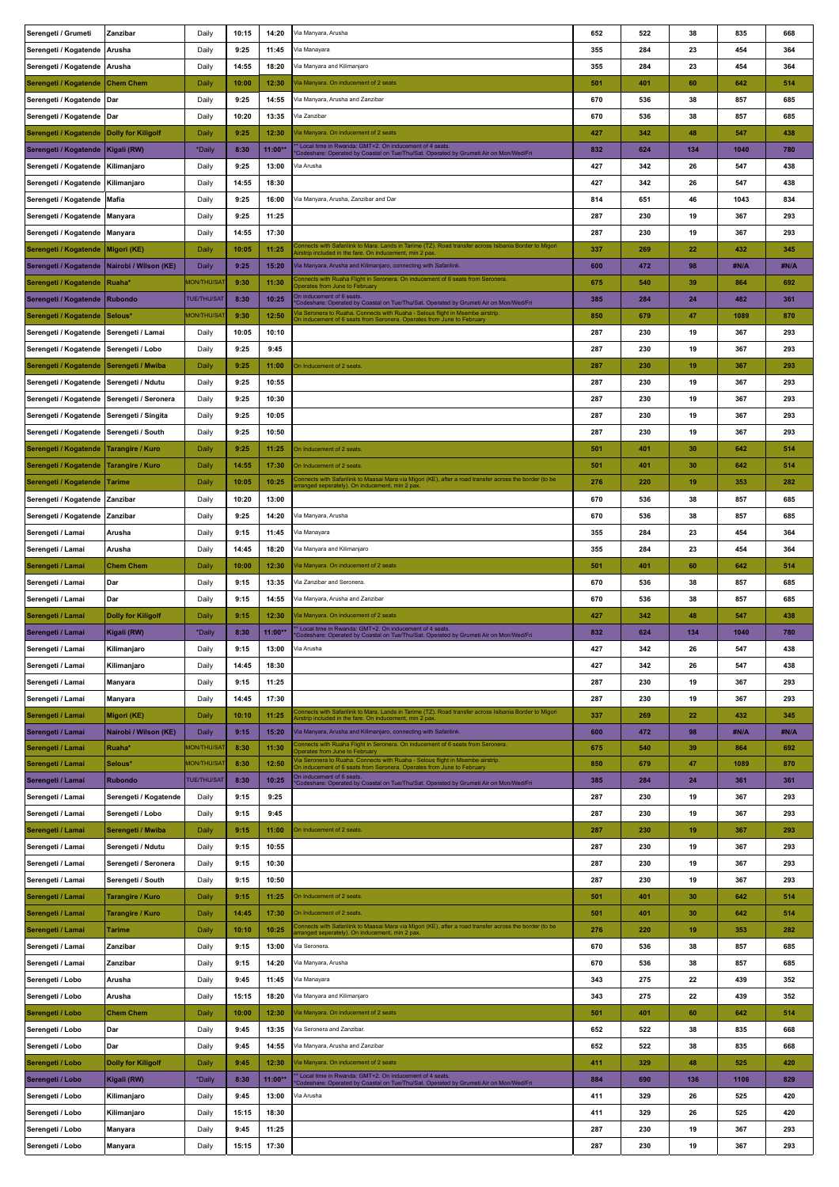| Serengeti / Grumeti | Zanzibar | Daily | 10:15 | 14:20 | Via Manyara, Arusha | 652 | 522 | 38 | 835 | 668 |
|---|---|---|---|---|---|---|---|---|---|---|
| Serengeti / Kogatende | Arusha | Daily | 9:25 | 11:45 | Via Manayara | 355 | 284 | 23 | 454 | 364 |
| Serengeti / Kogatende | Arusha | Daily | 14:55 | 18:20 | Via Manyara and Kilimanjaro | 355 | 284 | 23 | 454 | 364 |
| Serengeti / Kogatende | Chem Chem | Daily | 10:00 | 12:30 | Via Manyara. On inducement of 2 seats | 501 | 401 | 60 | 642 | 514 |
| Serengeti / Kogatende | Dar | Daily | 9:25 | 14:55 | Via Manyara, Arusha and Zanzibar | 670 | 536 | 38 | 857 | 685 |
| Serengeti / Kogatende | Dar | Daily | 10:20 | 13:35 | Via Zanzibar | 670 | 536 | 38 | 857 | 685 |
| Serengeti / Kogatende | Dolly for Kiligolf | Daily | 9:25 | 12:30 | Via Manyara. On inducement of 2 seats | 427 | 342 | 48 | 547 | 438 |
| Serengeti / Kogatende | Kigali (RW) | *Daily | 8:30 | 11:00** | ** Local time in Rwanda: GMT+2. On inducement of 4 seats. *Codeshare: Operated by Coastal on Tue/Thu/Sat. Operated by Grumeti Air on Mon/Wed/Fri | 832 | 624 | 134 | 1040 | 780 |
| Serengeti / Kogatende | Kilimanjaro | Daily | 9:25 | 13:00 | Via Arusha | 427 | 342 | 26 | 547 | 438 |
| Serengeti / Kogatende | Kilimanjaro | Daily | 14:55 | 18:30 | | 427 | 342 | 26 | 547 | 438 |
| Serengeti / Kogatende | Mafia | Daily | 9:25 | 16:00 | Via Manyara, Arusha, Zanzibar and Dar | 814 | 651 | 46 | 1043 | 834 |
| Serengeti / Kogatende | Manyara | Daily | 9:25 | 11:25 | | 287 | 230 | 19 | 367 | 293 |
| Serengeti / Kogatende | Manyara | Daily | 14:55 | 17:30 | | 287 | 230 | 19 | 367 | 293 |
| Serengeti / Kogatende | Migori (KE) | Daily | 10:05 | 11:25 | Connects with Safarilink to Mara. Lands in Tarime (TZ). Road transfer across Isibania Border to Migori Airstrip included in the fare. On inducement, min 2 pax. | 337 | 269 | 22 | 432 | 345 |
| Serengeti / Kogatende | Nairobi / Wilson (KE) | Daily | 9:25 | 15:20 | Via Manyara, Arusha and Kilimanjaro, connecting with Safarilink. | 600 | 472 | 98 | #N/A | #N/A |
| Serengeti / Kogatende | Ruaha* | MON/THU/SAT | 9:30 | 11:30 | Connects with Ruaha Flight in Seronera. On inducement of 6 seats from Seronera. Operates from June to February | 675 | 540 | 39 | 864 | 692 |
| Serengeti / Kogatende | Rubondo | TUE/THU/SAT | 8:30 | 10:25 | On inducement of 6 seats. *Codeshare: Operated by Coastal on Tue/Thu/Sat. Operated by Grumeti Air on Mon/Wed/Fri | 385 | 284 | 24 | 482 | 361 |
| Serengeti / Kogatende | Selous* | MON/THU/SAT | 9:30 | 12:50 | Via Seronera to Ruaha. Connects with Ruaha - Selous flight in Msembe airstrip. On inducement of 6 seats from Seronera. Operates from June to February | 850 | 679 | 47 | 1089 | 870 |
| Serengeti / Kogatende | Serengeti / Lamai | Daily | 10:05 | 10:10 | | 287 | 230 | 19 | 367 | 293 |
| Serengeti / Kogatende | Serengeti / Lobo | Daily | 9:25 | 9:45 | | 287 | 230 | 19 | 367 | 293 |
| Serengeti / Kogatende | Serengeti / Mwiba | Daily | 9:25 | 11:00 | On Inducement of 2 seats. | 287 | 230 | 19 | 367 | 293 |
| Serengeti / Kogatende | Serengeti / Ndutu | Daily | 9:25 | 10:55 | | 287 | 230 | 19 | 367 | 293 |
| Serengeti / Kogatende | Serengeti / Seronera | Daily | 9:25 | 10:30 | | 287 | 230 | 19 | 367 | 293 |
| Serengeti / Kogatende | Serengeti / Singita | Daily | 9:25 | 10:05 | | 287 | 230 | 19 | 367 | 293 |
| Serengeti / Kogatende | Serengeti / South | Daily | 9:25 | 10:50 | | 287 | 230 | 19 | 367 | 293 |
| Serengeti / Kogatende | Tarangire / Kuro | Daily | 9:25 | 11:25 | On Inducement of 2 seats. | 501 | 401 | 30 | 642 | 514 |
| Serengeti / Kogatende | Tarangire / Kuro | Daily | 14:55 | 17:30 | On Inducement of 2 seats. | 501 | 401 | 30 | 642 | 514 |
| Serengeti / Kogatende | Tarime | Daily | 10:05 | 10:25 | Connects with Safarilink to Maasai Mara via Migori (KE), after a road transfer across the border (to be arranged seperately). On inducement, min 2 pax. | 276 | 220 | 19 | 353 | 282 |
| Serengeti / Kogatende | Zanzibar | Daily | 10:20 | 13:00 | | 670 | 536 | 38 | 857 | 685 |
| Serengeti / Kogatende | Zanzibar | Daily | 9:25 | 14:20 | Via Manyara, Arusha | 670 | 536 | 38 | 857 | 685 |
| Serengeti / Lamai | Arusha | Daily | 9:15 | 11:45 | Via Manayara | 355 | 284 | 23 | 454 | 364 |
| Serengeti / Lamai | Arusha | Daily | 14:45 | 18:20 | Via Manyara and Kilimanjaro | 355 | 284 | 23 | 454 | 364 |
| Serengeti / Lamai | Chem Chem | Daily | 10:00 | 12:30 | Via Manyara. On inducement of 2 seats | 501 | 401 | 60 | 642 | 514 |
| Serengeti / Lamai | Dar | Daily | 9:15 | 13:35 | Via Zanzibar and Seronera. | 670 | 536 | 38 | 857 | 685 |
| Serengeti / Lamai | Dar | Daily | 9:15 | 14:55 | Via Manyara, Arusha and Zanzibar | 670 | 536 | 38 | 857 | 685 |
| Serengeti / Lamai | Dolly for Kiligolf | Daily | 9:15 | 12:30 | Via Manyara. On inducement of 2 seats | 427 | 342 | 48 | 547 | 438 |
| Serengeti / Lamai | Kigali (RW) | *Daily | 8:30 | 11:00** | ** Local time in Rwanda: GMT+2. On inducement of 4 seats. *Codeshare: Operated by Coastal on Tue/Thu/Sat. Operated by Grumeti Air on Mon/Wed/Fri | 832 | 624 | 134 | 1040 | 780 |
| Serengeti / Lamai | Kilimanjaro | Daily | 9:15 | 13:00 | Via Arusha | 427 | 342 | 26 | 547 | 438 |
| Serengeti / Lamai | Kilimanjaro | Daily | 14:45 | 18:30 | | 427 | 342 | 26 | 547 | 438 |
| Serengeti / Lamai | Manyara | Daily | 9:15 | 11:25 | | 287 | 230 | 19 | 367 | 293 |
| Serengeti / Lamai | Manyara | Daily | 14:45 | 17:30 | | 287 | 230 | 19 | 367 | 293 |
| Serengeti / Lamai | Migori (KE) | Daily | 10:10 | 11:25 | Connects with Safarilink to Mara. Lands in Tarime (TZ). Road transfer across Isibania Border to Migori Airstrip included in the fare. On inducement, min 2 pax. | 337 | 269 | 22 | 432 | 345 |
| Serengeti / Lamai | Nairobi / Wilson (KE) | Daily | 9:15 | 15:20 | Via Manyara, Arusha and Kilimanjaro, connecting with Safarilink. | 600 | 472 | 98 | #N/A | #N/A |
| Serengeti / Lamai | Ruaha* | MON/THU/SAT | 8:30 | 11:30 | Connects with Ruaha Flight in Seronera. On inducement of 6 seats from Seronera. Operates from June to February | 675 | 540 | 39 | 864 | 692 |
| Serengeti / Lamai | Selous* | MON/THU/SAT | 8:30 | 12:50 | Via Seronera to Ruaha. Connects with Ruaha - Selous flight in Msembe airstrip. On inducement of 6 seats from Seronera. Operates from June to February | 850 | 679 | 47 | 1089 | 870 |
| Serengeti / Lamai | Rubondo | TUE/THU/SAT | 8:30 | 10:25 | On inducement of 6 seats. *Codeshare: Operated by Coastal on Tue/Thu/Sat. Operated by Grumeti Air on Mon/Wed/Fri | 385 | 284 | 24 | 361 | 361 |
| Serengeti / Lamai | Serengeti / Kogatende | Daily | 9:15 | 9:25 | | 287 | 230 | 19 | 367 | 293 |
| Serengeti / Lamai | Serengeti / Lobo | Daily | 9:15 | 9:45 | | 287 | 230 | 19 | 367 | 293 |
| Serengeti / Lamai | Serengeti / Mwiba | Daily | 9:15 | 11:00 | On Inducement of 2 seats. | 287 | 230 | 19 | 367 | 293 |
| Serengeti / Lamai | Serengeti / Ndutu | Daily | 9:15 | 10:55 | | 287 | 230 | 19 | 367 | 293 |
| Serengeti / Lamai | Serengeti / Seronera | Daily | 9:15 | 10:30 | | 287 | 230 | 19 | 367 | 293 |
| Serengeti / Lamai | Serengeti / South | Daily | 9:15 | 10:50 | | 287 | 230 | 19 | 367 | 293 |
| Serengeti / Lamai | Tarangire / Kuro | Daily | 9:15 | 11:25 | On Inducement of 2 seats. | 501 | 401 | 30 | 642 | 514 |
| Serengeti / Lamai | Tarangire / Kuro | Daily | 14:45 | 17:30 | On Inducement of 2 seats. | 501 | 401 | 30 | 642 | 514 |
| Serengeti / Lamai | Tarime | Daily | 10:10 | 10:25 | Connects with Safarilink to Maasai Mara via Migori (KE), after a road transfer across the border (to be arranged seperately). On inducement, min 2 pax. | 276 | 220 | 19 | 353 | 282 |
| Serengeti / Lamai | Zanzibar | Daily | 9:15 | 13:00 | Via Seronera. | 670 | 536 | 38 | 857 | 685 |
| Serengeti / Lamai | Zanzibar | Daily | 9:15 | 14:20 | Via Manyara, Arusha | 670 | 536 | 38 | 857 | 685 |
| Serengeti / Lobo | Arusha | Daily | 9:45 | 11:45 | Via Manayara | 343 | 275 | 22 | 439 | 352 |
| Serengeti / Lobo | Arusha | Daily | 15:15 | 18:20 | Via Manyara and Kilimanjaro | 343 | 275 | 22 | 439 | 352 |
| Serengeti / Lobo | Chem Chem | Daily | 10:00 | 12:30 | Via Manyara. On inducement of 2 seats | 501 | 401 | 60 | 642 | 514 |
| Serengeti / Lobo | Dar | Daily | 9:45 | 13:35 | Via Seronera and Zanzibar. | 652 | 522 | 38 | 835 | 668 |
| Serengeti / Lobo | Dar | Daily | 9:45 | 14:55 | Via Manyara, Arusha and Zanzibar | 652 | 522 | 38 | 835 | 668 |
| Serengeti / Lobo | Dolly for Kiligolf | Daily | 9:45 | 12:30 | Via Manyara. On inducement of 2 seats | 411 | 329 | 48 | 525 | 420 |
| Serengeti / Lobo | Kigali (RW) | *Daily | 8:30 | 11:00** | ** Local time in Rwanda: GMT+2. On inducement of 4 seats. *Codeshare: Operated by Coastal on Tue/Thu/Sat. Operated by Grumeti Air on Mon/Wed/Fri | 884 | 690 | 136 | 1106 | 829 |
| Serengeti / Lobo | Kilimanjaro | Daily | 9:45 | 13:00 | Via Arusha | 411 | 329 | 26 | 525 | 420 |
| Serengeti / Lobo | Kilimanjaro | Daily | 15:15 | 18:30 | | 411 | 329 | 26 | 525 | 420 |
| Serengeti / Lobo | Manyara | Daily | 9:45 | 11:25 | | 287 | 230 | 19 | 367 | 293 |
| Serengeti / Lobo | Manyara | Daily | 15:15 | 17:30 | | 287 | 230 | 19 | 367 | 293 |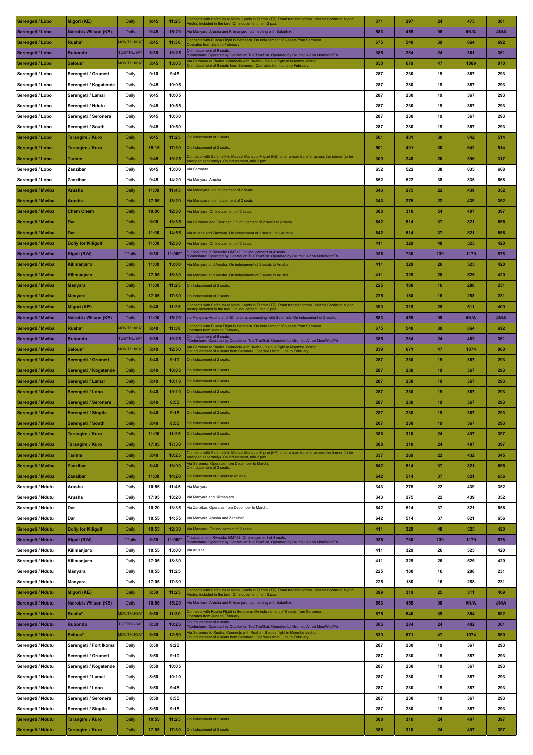| Serengeti / Lobo | Migori (KE) | Daily | 9:45 | 11:25 | Connects with Safarilink to Mara. Lands in Tarime (TZ). Road transfer across Isibania Border to Migori Airstrip included in the fare. On inducement, min 2 pax. | 371 | 297 | 24 | 475 | 381 |
|---|---|---|---|---|---|---|---|---|---|---|
| Serengeti / Lobo | Nairobi / Wilson (KE) | Daily | 9:45 | 15:20 | Via Manyara, Arusha and Kilimanjaro, connecting with Safarilink. | 583 | 459 | 98 | #N/A | #N/A |
| Serengeti / Lobo | Ruaha* | MON/THU/SAT | 8:45 | 11:30 | Connects with Ruaha Flight in Seronera. On inducement of 6 seats from Seronera. Operates from June to February | 675 | 540 | 39 | 864 | 692 |
| Serengeti / Lobo | Rubondo | TUE/THU/SAT | 8:30 | 10:25 | On inducement of 6 seats. *Codeshare: Operated by Coastal on Tue/Thu/Sat. Operated by Grumeti Air on Mon/Wed/Fri | 385 | 284 | 24 | 361 | 361 |
| Serengeti / Lobo | Selous* | MON/THU/SAT | 8:45 | 13:05 | Via Seronera to Ruaha. Connects with Ruaha - Selous flight in Msembe airstrip. On inducement of 6 seats from Seronera. Operates from June to February | 850 | 679 | 47 | 1089 | 870 |
| Serengeti / Lobo | Serengeti / Grumeti | Daily | 9:10 | 9:45 | | 287 | 230 | 19 | 367 | 293 |
| Serengeti / Lobo | Serengeti / Kogatende | Daily | 9:45 | 10:05 | | 287 | 230 | 19 | 367 | 293 |
| Serengeti / Lobo | Serengeti / Lamai | Daily | 9:45 | 10:05 | | 287 | 230 | 19 | 367 | 293 |
| Serengeti / Lobo | Serengeti / Ndutu | Daily | 9:45 | 10:55 | | 287 | 230 | 19 | 367 | 293 |
| Serengeti / Lobo | Serengeti / Seronera | Daily | 9:45 | 10:30 | | 287 | 230 | 19 | 367 | 293 |
| Serengeti / Lobo | Serengeti / South | Daily | 9:45 | 10:50 | | 287 | 230 | 19 | 367 | 293 |
| Serengeti / Lobo | Tarangire / Kuro | Daily | 9:45 | 11:25 | On Inducement of 2 seats. | 501 | 401 | 30 | 642 | 514 |
| Serengeti / Lobo | Tarangire / Kuro | Daily | 15:15 | 17:30 | On Inducement of 2 seats. | 501 | 401 | 30 | 642 | 514 |
| Serengeti / Lobo | Tarime | Daily | 9:45 | 10:25 | Connects with Safarilink to Maasai Mara via Migori (KE), after a road transfer across the border (to be arranged seperately). On inducement, min 2 pax. | 309 | 248 | 20 | 396 | 317 |
| Serengeti / Lobo | Zanzibar | Daily | 9:45 | 13:00 | Via Seronera. | 652 | 522 | 38 | 835 | 668 |
| Serengeti / Lobo | Zanzibar | Daily | 9:45 | 14:20 | Via Manyara, Arusha | 652 | 522 | 38 | 835 | 668 |
| Serengeti / Mwiba | Arusha | Daily | 11:00 | 11:45 | Via Manayara, on inducement of 2 seats | 343 | 275 | 22 | 439 | 352 |
| Serengeti / Mwiba | Arusha | Daily | 17:05 | 18:20 | Via Manayara, on inducement of 2 seats | 343 | 275 | 22 | 439 | 352 |
| Serengeti / Mwiba | Chem Chem | Daily | 10:00 | 12:30 | Via Manyara. On inducement of 2 seats | 388 | 310 | 54 | 497 | 397 |
| Serengeti / Mwiba | Dar | Daily | 9:00 | 13:35 | Via Seronera and Zanzibar. On inducement of 2 seats to Arusha. | 642 | 514 | 37 | 821 | 656 |
| Serengeti / Mwiba | Dar | Daily | 11:00 | 14:55 | Via Arusha and Zanzibar. On inducement of 2 seats untill Arusha. | 642 | 514 | 37 | 821 | 656 |
| Serengeti / Mwiba | Dolly for Kiligolf | Daily | 11:00 | 12:30 | Via Manyara. On inducement of 2 seats | 411 | 329 | 48 | 525 | 420 |
| Serengeti / Mwiba | Kigali (RW) | *Daily | 8:30 | 11:00** | ** Local time in Rwanda: GMT+2. On inducement of 4 seats. *Codeshare: Operated by Coastal on Tue/Thu/Sat. Operated by Grumeti Air on Mon/Wed/Fri | 936 | 730 | 139 | 1170 | 878 |
| Serengeti / Mwiba | Kilimanjaro | Daily | 11:00 | 13:00 | Via Manyara and Arusha. On inducement of 2 seats to Arusha. | 411 | 329 | 26 | 525 | 420 |
| Serengeti / Mwiba | Kilimanjaro | Daily | 17:05 | 18:30 | Via Manyara and Arusha. On inducement of 2 seats to Arusha. | 411 | 329 | 26 | 525 | 420 |
| Serengeti / Mwiba | Manyara | Daily | 11:00 | 11:25 | On Inducement of 2 seats. | 225 | 180 | 16 | 288 | 231 |
| Serengeti / Mwiba | Manyara | Daily | 17:05 | 17:30 | On Inducement of 2 seats. | 225 | 180 | 16 | 288 | 231 |
| Serengeti / Mwiba | Migori (KE) | Daily | 8:40 | 11:25 | Connects with Safarilink to Mara. Lands in Tarime (TZ). Road transfer across Isibania Border to Migori Airstrip included in the fare. On inducement, min 2 pax. | 399 | 319 | 25 | 511 | 409 |
| Serengeti / Mwiba | Nairobi / Wilson (KE) | Daily | 11:00 | 15:20 | via Manyara, Arusha and Kilimanjaro, connecting with Safarilink. On inducement of 2 seats. | 583 | 459 | 98 | #N/A | #N/A |
| Serengeti / Mwiba | Ruaha* | MON/THU/SAT | 8:40 | 11:30 | Connects with Ruaha Flight in Seronera. On inducement of 6 seats from Seronera. Operates from June to February | 675 | 540 | 39 | 864 | 692 |
| Serengeti / Mwiba | Rubondo | TUE/THU/SAT | 8:30 | 10:25 | On inducement of 6 seats. *Codeshare: Operated by Coastal on Tue/Thu/Sat. Operated by Grumeti Air on Mon/Wed/Fri | 385 | 284 | 24 | 482 | 361 |
| Serengeti / Mwiba | Selous* | MON/THU/SAT | 8:40 | 12:50 | Via Seronera to Ruaha. Connects with Ruaha - Selous flight in Msembe airstrip. On inducement of 6 seats from Seronera. Operates from June to February | 839 | 671 | 47 | 1074 | 860 |
| Serengeti / Mwiba | Serengeti / Grumeti | Daily | 8:40 | 9:10 | On Inducement of 2 seats. | 287 | 230 | 19 | 367 | 293 |
| Serengeti / Mwiba | Serengeti / Kogatende | Daily | 8:40 | 10:05 | On Inducement of 2 seats. | 287 | 230 | 19 | 367 | 293 |
| Serengeti / Mwiba | Serengeti / Lamai | Daily | 8:40 | 10:10 | On Inducement of 2 seats. | 287 | 230 | 19 | 367 | 293 |
| Serengeti / Mwiba | Serengeti / Lobo | Daily | 8:40 | 10:10 | On Inducement of 2 seats. | 287 | 230 | 19 | 367 | 293 |
| Serengeti / Mwiba | Serengeti / Seronera | Daily | 8:40 | 8:55 | On Inducement of 2 seats. | 287 | 230 | 19 | 367 | 293 |
| Serengeti / Mwiba | Serengeti / Singita | Daily | 8:40 | 9:15 | On Inducement of 2 seats. | 287 | 230 | 19 | 367 | 293 |
| Serengeti / Mwiba | Serengeti / South | Daily | 8:40 | 8:50 | On Inducement of 2 seats. | 287 | 230 | 19 | 367 | 293 |
| Serengeti / Mwiba | Tarangire / Kuro | Daily | 11:00 | 11:25 | On Inducement of 2 seats. | 388 | 310 | 24 | 497 | 397 |
| Serengeti / Mwiba | Tarangire / Kuro | Daily | 17:05 | 17:30 | On Inducement of 2 seats. | 388 | 310 | 24 | 497 | 397 |
| Serengeti / Mwiba | Tarime | Daily | 8:40 | 10:25 | Connects with Safarilink to Maasai Mara via Migori (KE), after a road transfer across the border (to be arranged seperately). On inducement, min 2 pax. | 337 | 269 | 22 | 432 | 345 |
| Serengeti / Mwiba | Zanzibar | Daily | 8:40 | 13:00 | Via Seronera. Operates from December to March. On inducement of 2 seats. | 642 | 514 | 37 | 821 | 656 |
| Serengeti / Mwiba | Zanzibar | Daily | 11:00 | 14:20 | On Inducement of 2 seats to Arusha. | 642 | 514 | 37 | 821 | 656 |
| Serengeti / Ndutu | Arusha | Daily | 10:55 | 11:45 | Via Manyara | 343 | 275 | 22 | 439 | 352 |
| Serengeti / Ndutu | Arusha | Daily | 17:05 | 18:20 | Via Manyara and Kilimanjaro | 343 | 275 | 22 | 439 | 352 |
| Serengeti / Ndutu | Dar | Daily | 10:20 | 13:35 | Via Zanzibar. Operates from December to March. | 642 | 514 | 37 | 821 | 656 |
| Serengeti / Ndutu | Dar | Daily | 10:55 | 14:55 | Via Manyara, Arusha and Zanzibar | 642 | 514 | 37 | 821 | 656 |
| Serengeti / Ndutu | Dolly for Kiligolf | Daily | 10:55 | 12:30 | Via Manyara. On inducement of 2 seats | 411 | 329 | 48 | 525 | 420 |
| Serengeti / Ndutu | Kigali (RW) | *Daily | 8:30 | 11:00** | ** Local time in Rwanda: GMT+2. On inducement of 4 seats. *Codeshare: Operated by Coastal on Tue/Thu/Sat. Operated by Grumeti Air on Mon/Wed/Fri | 936 | 730 | 139 | 1170 | 878 |
| Serengeti / Ndutu | Kilimanjaro | Daily | 10:55 | 13:00 | Via Arusha | 411 | 329 | 26 | 525 | 420 |
| Serengeti / Ndutu | Kilimanjaro | Daily | 17:05 | 18:30 | | 411 | 329 | 26 | 525 | 420 |
| Serengeti / Ndutu | Manyara | Daily | 10:55 | 11:25 | | 225 | 180 | 16 | 288 | 231 |
| Serengeti / Ndutu | Manyara | Daily | 17:05 | 17:30 | | 225 | 180 | 16 | 288 | 231 |
| Serengeti / Ndutu | Migori (KE) | Daily | 8:50 | 11:25 | Connects with Safarilink to Mara. Lands in Tarime (TZ). Road transfer across Isibania Border to Migori Airstrip included in the fare. On inducement, min 2 pax. | 399 | 319 | 25 | 511 | 409 |
| Serengeti / Ndutu | Nairobi / Wilson (KE) | Daily | 10:55 | 15:20 | Via Manyara, Arusha and Kilimanjaro, connecting with Safarilink. | 583 | 459 | 98 | #N/A | #N/A |
| Serengeti / Ndutu | Ruaha* | MON/THU/SAT | 8:50 | 11:30 | Connects with Ruaha Flight in Seronera. On inducement of 6 seats from Seronera. Operates from June to February | 675 | 540 | 39 | 864 | 692 |
| Serengeti / Ndutu | Rubondo | TUE/THU/SAT | 8:30 | 10:25 | On inducement of 6 seats. *Codeshare: Operated by Coastal on Tue/Thu/Sat. Operated by Grumeti Air on Mon/Wed/Fri | 385 | 284 | 24 | 482 | 361 |
| Serengeti / Ndutu | Selous* | MON/THU/SAT | 8:50 | 12:50 | Via Seronera to Ruaha. Connects with Ruaha - Selous flight in Msembe airstrip. On inducement of 6 seats from Seronera. Operates from June to February | 839 | 671 | 47 | 1074 | 860 |
| Serengeti / Ndutu | Serengeti / Fort Ikoma | Daily | 8:50 | 9:20 | | 287 | 230 | 19 | 367 | 293 |
| Serengeti / Ndutu | Serengeti / Grumeti | Daily | 8:50 | 9:10 | | 287 | 230 | 19 | 367 | 293 |
| Serengeti / Ndutu | Serengeti / Kogatende | Daily | 8:50 | 10:05 | | 287 | 230 | 19 | 367 | 293 |
| Serengeti / Ndutu | Serengeti / Lamai | Daily | 8:50 | 10:10 | | 287 | 230 | 19 | 367 | 293 |
| Serengeti / Ndutu | Serengeti / Lobo | Daily | 8:50 | 9:45 | | 287 | 230 | 19 | 367 | 293 |
| Serengeti / Ndutu | Serengeti / Seronera | Daily | 8:50 | 8:55 | | 287 | 230 | 19 | 367 | 293 |
| Serengeti / Ndutu | Serengeti / Singita | Daily | 8:50 | 9:15 | | 287 | 230 | 19 | 367 | 293 |
| Serengeti / Ndutu | Tarangire / Kuro | Daily | 10:55 | 11:25 | On Inducement of 2 seats | 388 | 310 | 24 | 497 | 397 |
| Serengeti / Ndutu | Tarangire / Kuro | Daily | 17:05 | 17:30 | On Inducement of 2 seats | 388 | 310 | 24 | 497 | 397 |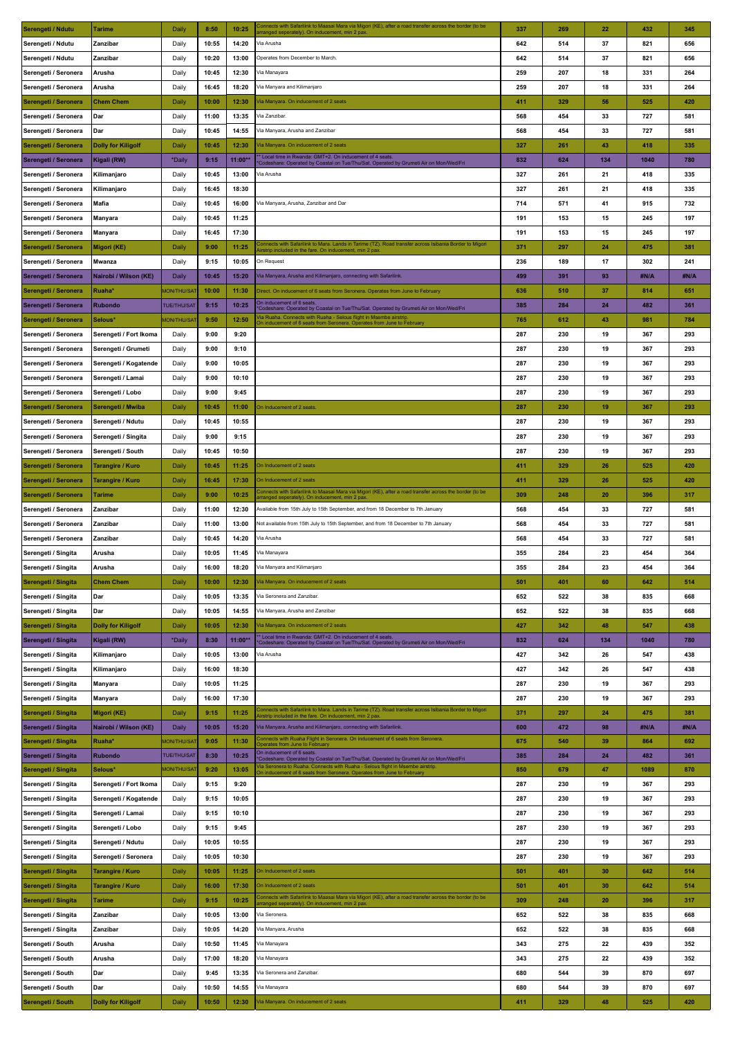| Serengeti / Ndutu | Tarime | Daily | 8:50 | 10:25 | Connects with Safarilink to Maasai Mara via Migori (KE), after a road transfer across the border (to be arranged seperately). On inducement, min 2 pax. | 337 | 269 | 22 | 432 | 345 |
|---|---|---|---|---|---|---|---|---|---|---|
| Serengeti / Ndutu | Zanzibar | Daily | 10:55 | 14:20 | Via Arusha | 642 | 514 | 37 | 821 | 656 |
| Serengeti / Ndutu | Zanzibar | Daily | 10:20 | 13:00 | Operates from December to March. | 642 | 514 | 37 | 821 | 656 |
| Serengeti / Seronera | Arusha | Daily | 10:45 | 12:30 | Via Manayara | 259 | 207 | 18 | 331 | 264 |
| Serengeti / Seronera | Arusha | Daily | 16:45 | 18:20 | Via Manyara and Kilimanjaro | 259 | 207 | 18 | 331 | 264 |
| Serengeti / Seronera | Chem Chem | Daily | 10:00 | 12:30 | Via Manyara. On inducement of 2 seats | 411 | 329 | 56 | 525 | 420 |
| Serengeti / Seronera | Dar | Daily | 11:00 | 13:35 | Via Zanzibar. | 568 | 454 | 33 | 727 | 581 |
| Serengeti / Seronera | Dar | Daily | 10:45 | 14:55 | Via Manyara, Arusha and Zanzibar | 568 | 454 | 33 | 727 | 581 |
| Serengeti / Seronera | Dolly for Kiligolf | Daily | 10:45 | 12:30 | Via Manyara. On inducement of 2 seats | 327 | 261 | 43 | 418 | 335 |
| Serengeti / Seronera | Kigali (RW) | *Daily | 9:15 | 11:00** | ** Local time in Rwanda: GMT+2. On inducement of 4 seats. *Codeshare: Operated by Coastal on Tue/Thu/Sat. Operated by Grumeti Air on Mon/Wed/Fri | 832 | 624 | 134 | 1040 | 780 |
| Serengeti / Seronera | Kilimanjaro | Daily | 10:45 | 13:00 | Via Arusha | 327 | 261 | 21 | 418 | 335 |
| Serengeti / Seronera | Kilimanjaro | Daily | 16:45 | 18:30 | | 327 | 261 | 21 | 418 | 335 |
| Serengeti / Seronera | Mafia | Daily | 10:45 | 16:00 | Via Manyara, Arusha, Zanzibar and Dar | 714 | 571 | 41 | 915 | 732 |
| Serengeti / Seronera | Manyara | Daily | 10:45 | 11:25 | | 191 | 153 | 15 | 245 | 197 |
| Serengeti / Seronera | Manyara | Daily | 16:45 | 17:30 | | 191 | 153 | 15 | 245 | 197 |
| Serengeti / Seronera | Migori (KE) | Daily | 9:00 | 11:25 | Connects with Safarilink to Mara. Lands in Tarime (TZ). Road transfer across Isibania Border to Migori Airstrip included in the fare. On inducement, min 2 pax. | 371 | 297 | 24 | 475 | 381 |
| Serengeti / Seronera | Mwanza | Daily | 9:15 | 10:05 | On Request | 236 | 189 | 17 | 302 | 241 |
| Serengeti / Seronera | Nairobi / Wilson (KE) | Daily | 10:45 | 15:20 | Via Manyara, Arusha and Kilimanjaro, connecting with Safarilink. | 499 | 391 | 93 | #N/A | #N/A |
| Serengeti / Seronera | Ruaha* | MON/THU/SAT | 10:00 | 11:30 | Direct. On inducement of 6 seats from Seronera. Operates from June to February | 636 | 510 | 37 | 814 | 651 |
| Serengeti / Seronera | Rubondo | TUE/THU/SAT | 9:15 | 10:25 | On inducement of 6 seats. *Codeshare: Operated by Coastal on Tue/Thu/Sat. Operated by Grumeti Air on Mon/Wed/Fri | 385 | 284 | 24 | 482 | 361 |
| Serengeti / Seronera | Selous* | MON/THU/SAT | 9:50 | 12:50 | Via Ruaha. Connects with Ruaha - Selous flight in Msembe airstrip. On inducement of 6 seats from Seronera. Operates from June to February | 765 | 612 | 43 | 981 | 784 |
| Serengeti / Seronera | Serengeti / Fort Ikoma | Daily | 9:00 | 9:20 | | 287 | 230 | 19 | 367 | 293 |
| Serengeti / Seronera | Serengeti / Grumeti | Daily | 9:00 | 9:10 | | 287 | 230 | 19 | 367 | 293 |
| Serengeti / Seronera | Serengeti / Kogatende | Daily | 9:00 | 10:05 | | 287 | 230 | 19 | 367 | 293 |
| Serengeti / Seronera | Serengeti / Lamai | Daily | 9:00 | 10:10 | | 287 | 230 | 19 | 367 | 293 |
| Serengeti / Seronera | Serengeti / Lobo | Daily | 9:00 | 9:45 | | 287 | 230 | 19 | 367 | 293 |
| Serengeti / Seronera | Serengeti / Mwiba | Daily | 10:45 | 11:00 | On Inducement of 2 seats. | 287 | 230 | 19 | 367 | 293 |
| Serengeti / Seronera | Serengeti / Ndutu | Daily | 10:45 | 10:55 | | 287 | 230 | 19 | 367 | 293 |
| Serengeti / Seronera | Serengeti / Singita | Daily | 9:00 | 9:15 | | 287 | 230 | 19 | 367 | 293 |
| Serengeti / Seronera | Serengeti / South | Daily | 10:45 | 10:50 | | 287 | 230 | 19 | 367 | 293 |
| Serengeti / Seronera | Tarangire / Kuro | Daily | 10:45 | 11:25 | On Inducement of 2 seats | 411 | 329 | 26 | 525 | 420 |
| Serengeti / Seronera | Tarangire / Kuro | Daily | 16:45 | 17:30 | On Inducement of 2 seats | 411 | 329 | 26 | 525 | 420 |
| Serengeti / Seronera | Tarime | Daily | 9:00 | 10:25 | Connects with Safarilink to Maasai Mara via Migori (KE), after a road transfer across the border (to be arranged seperately). On inducement, min 2 pax. | 309 | 248 | 20 | 396 | 317 |
| Serengeti / Seronera | Zanzibar | Daily | 11:00 | 12:30 | Available from 15th July to 15th September, and from 18 December to 7th January | 568 | 454 | 33 | 727 | 581 |
| Serengeti / Seronera | Zanzibar | Daily | 11:00 | 13:00 | Not available from 15th July to 15th September, and from 18 December to 7th January | 568 | 454 | 33 | 727 | 581 |
| Serengeti / Seronera | Zanzibar | Daily | 10:45 | 14:20 | Via Arusha | 568 | 454 | 33 | 727 | 581 |
| Serengeti / Singita | Arusha | Daily | 10:05 | 11:45 | Via Manayara | 355 | 284 | 23 | 454 | 364 |
| Serengeti / Singita | Arusha | Daily | 16:00 | 18:20 | Via Manyara and Kilimanjaro | 355 | 284 | 23 | 454 | 364 |
| Serengeti / Singita | Chem Chem | Daily | 10:00 | 12:30 | Via Manyara. On inducement of 2 seats | 501 | 401 | 60 | 642 | 514 |
| Serengeti / Singita | Dar | Daily | 10:05 | 13:35 | Via Seronera and Zanzibar. | 652 | 522 | 38 | 835 | 668 |
| Serengeti / Singita | Dar | Daily | 10:05 | 14:55 | Via Manyara, Arusha and Zanzibar | 652 | 522 | 38 | 835 | 668 |
| Serengeti / Singita | Dolly for Kiligolf | Daily | 10:05 | 12:30 | Via Manyara. On inducement of 2 seats | 427 | 342 | 48 | 547 | 438 |
| Serengeti / Singita | Kigali (RW) | *Daily | 8:30 | 11:00** | ** Local time in Rwanda: GMT+2. On inducement of 4 seats. *Codeshare: Operated by Coastal on Tue/Thu/Sat. Operated by Grumeti Air on Mon/Wed/Fri | 832 | 624 | 134 | 1040 | 780 |
| Serengeti / Singita | Kilimanjaro | Daily | 10:05 | 13:00 | Via Arusha | 427 | 342 | 26 | 547 | 438 |
| Serengeti / Singita | Kilimanjaro | Daily | 16:00 | 18:30 | | 427 | 342 | 26 | 547 | 438 |
| Serengeti / Singita | Manyara | Daily | 10:05 | 11:25 | | 287 | 230 | 19 | 367 | 293 |
| Serengeti / Singita | Manyara | Daily | 16:00 | 17:30 | | 287 | 230 | 19 | 367 | 293 |
| Serengeti / Singita | Migori (KE) | Daily | 9:15 | 11:25 | Connects with Safarilink to Mara. Lands in Tarime (TZ). Road transfer across Isibania Border to Migori Airstrip included in the fare. On inducement, min 2 pax. | 371 | 297 | 24 | 475 | 381 |
| Serengeti / Singita | Nairobi / Wilson (KE) | Daily | 10:05 | 15:20 | Via Manyara, Arusha and Kilimanjaro, connecting with Safarilink. | 600 | 472 | 98 | #N/A | #N/A |
| Serengeti / Singita | Ruaha* | MON/THU/SAT | 9:05 | 11:30 | Connects with Ruaha Flight in Seronera. On inducement of 6 seats from Seronera. Operates from June to February | 675 | 540 | 39 | 864 | 692 |
| Serengeti / Singita | Rubondo | TUE/THU/SAT | 8:30 | 10:25 | On inducement of 6 seats. *Codeshare: Operated by Coastal on Tue/Thu/Sat. Operated by Grumeti Air on Mon/Wed/Fri | 385 | 284 | 24 | 482 | 361 |
| Serengeti / Singita | Selous* | MON/THU/SAT | 9:20 | 13:05 | Via Seronera to Ruaha. Connects with Ruaha - Selous flight in Msembe airstrip. On inducement of 6 seats from Seronera. Operates from June to February | 850 | 679 | 47 | 1089 | 870 |
| Serengeti / Singita | Serengeti / Fort Ikoma | Daily | 9:15 | 9:20 | | 287 | 230 | 19 | 367 | 293 |
| Serengeti / Singita | Serengeti / Kogatende | Daily | 9:15 | 10:05 | | 287 | 230 | 19 | 367 | 293 |
| Serengeti / Singita | Serengeti / Lamai | Daily | 9:15 | 10:10 | | 287 | 230 | 19 | 367 | 293 |
| Serengeti / Singita | Serengeti / Lobo | Daily | 9:15 | 9:45 | | 287 | 230 | 19 | 367 | 293 |
| Serengeti / Singita | Serengeti / Ndutu | Daily | 10:05 | 10:55 | | 287 | 230 | 19 | 367 | 293 |
| Serengeti / Singita | Serengeti / Seronera | Daily | 10:05 | 10:30 | | 287 | 230 | 19 | 367 | 293 |
| Serengeti / Singita | Tarangire / Kuro | Daily | 10:05 | 11:25 | On Inducement of 2 seats | 501 | 401 | 30 | 642 | 514 |
| Serengeti / Singita | Tarangire / Kuro | Daily | 16:00 | 17:30 | On Inducement of 2 seats | 501 | 401 | 30 | 642 | 514 |
| Serengeti / Singita | Tarime | Daily | 9:15 | 10:25 | Connects with Safarilink to Maasai Mara via Migori (KE), after a road transfer across the border (to be arranged seperately). On inducement, min 2 pax. | 309 | 248 | 20 | 396 | 317 |
| Serengeti / Singita | Zanzibar | Daily | 10:05 | 13:00 | Via Seronera. | 652 | 522 | 38 | 835 | 668 |
| Serengeti / Singita | Zanzibar | Daily | 10:05 | 14:20 | Via Manyara, Arusha | 652 | 522 | 38 | 835 | 668 |
| Serengeti / South | Arusha | Daily | 10:50 | 11:45 | Via Manayara | 343 | 275 | 22 | 439 | 352 |
| Serengeti / South | Arusha | Daily | 17:00 | 18:20 | Via Manayara | 343 | 275 | 22 | 439 | 352 |
| Serengeti / South | Dar | Daily | 9:45 | 13:35 | Via Seronera and Zanzibar. | 680 | 544 | 39 | 870 | 697 |
| Serengeti / South | Dar | Daily | 10:50 | 14:55 | Via Manayara | 680 | 544 | 39 | 870 | 697 |
| Serengeti / South | Dolly for Kiligolf | Daily | 10:50 | 12:30 | Via Manyara. On inducement of 2 seats | 411 | 329 | 48 | 525 | 420 |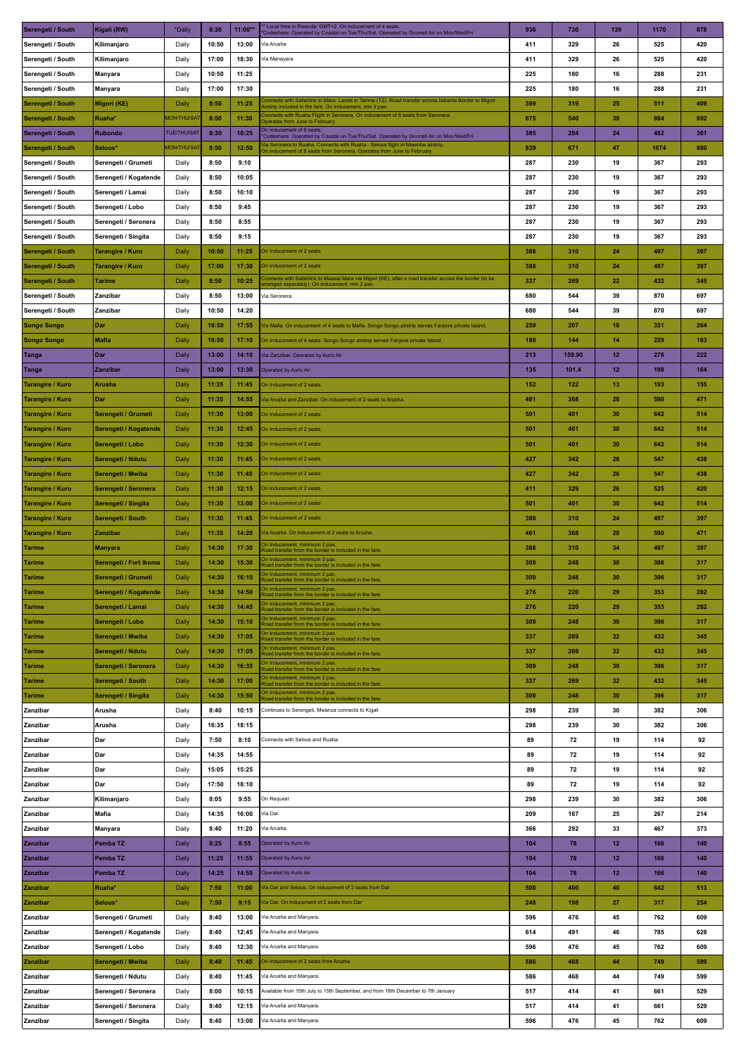| Serengeti / South | Kigali (RW) | *Daily | 8:30 | 11:00** | ** Local time in Rwanda: GMT+2. On inducement of 4 seats. *Codeshare: Operated by Coastal on Tue/Thu/Sat. Operated by Grumeti Air on Mon/Wed/Fri | 936 | 730 | 139 | 1170 | 878 |
|---|---|---|---|---|---|---|---|---|---|---|
| Serengeti / South | Kilimanjaro | Daily | 10:50 | 13:00 | Via Arusha | 411 | 329 | 26 | 525 | 420 |
| Serengeti / South | Kilimanjaro | Daily | 17:00 | 18:30 | Via Manayara | 411 | 329 | 26 | 525 | 420 |
| Serengeti / South | Manyara | Daily | 10:50 | 11:25 | | 225 | 180 | 16 | 288 | 231 |
| Serengeti / South | Manyara | Daily | 17:00 | 17:30 | | 225 | 180 | 16 | 288 | 231 |
| Serengeti / South | Migori (KE) | Daily | 8:50 | 11:25 | Connects with Safarilink to Mara. Lands in Tarime (TZ). Road transfer across Isibania Border to Migori Airstrip included in the fare. On inducement, min 2 pax. | 399 | 319 | 25 | 511 | 409 |
| Serengeti / South | Ruaha* | MON/THU/SAT | 8:50 | 11:30 | Connects with Ruaha Flight in Seronera. On inducement of 6 seats from Seronera. Operates from June to February | 675 | 540 | 39 | 864 | 692 |
| Serengeti / South | Rubondo | TUE/THU/SAT | 8:30 | 10:25 | On inducement of 6 seats. *Codeshare: Operated by Coastal on Tue/Thu/Sat. Operated by Grumeti Air on Mon/Wed/Fri | 385 | 284 | 24 | 482 | 361 |
| Serengeti / South | Selous* | MON/THU/SAT | 8:50 | 12:50 | Via Seronera to Ruaha. Connects with Ruaha - Selous flight in Msembe airstrip. On inducement of 6 seats from Seronera. Operates from June to February | 839 | 671 | 47 | 1074 | 860 |
| Serengeti / South | Serengeti / Grumeti | Daily | 8:50 | 9:10 | | 287 | 230 | 19 | 367 | 293 |
| Serengeti / South | Serengeti / Kogatende | Daily | 8:50 | 10:05 | | 287 | 230 | 19 | 367 | 293 |
| Serengeti / South | Serengeti / Lamai | Daily | 8:50 | 10:10 | | 287 | 230 | 19 | 367 | 293 |
| Serengeti / South | Serengeti / Lobo | Daily | 8:50 | 9:45 | | 287 | 230 | 19 | 367 | 293 |
| Serengeti / South | Serengeti / Seronera | Daily | 8:50 | 8:55 | | 287 | 230 | 19 | 367 | 293 |
| Serengeti / South | Serengeti / Singita | Daily | 8:50 | 9:15 | | 287 | 230 | 19 | 367 | 293 |
| Serengeti / South | Tarangire / Kuro | Daily | 10:50 | 11:25 | On Inducement of 2 seats | 388 | 310 | 24 | 497 | 397 |
| Serengeti / South | Tarangire / Kuro | Daily | 17:00 | 17:30 | On Inducement of 2 seats | 388 | 310 | 24 | 497 | 397 |
| Serengeti / South | Tarime | Daily | 8:50 | 10:25 | Connects with Safarilink to Maasai Mara via Migori (KE), after a road transfer across the border (to be arranged seperately). On inducement, min 2 pax. | 337 | 269 | 22 | 432 | 345 |
| Serengeti / South | Zanzibar | Daily | 8:50 | 13:00 | Via Seronera. | 680 | 544 | 39 | 870 | 697 |
| Serengeti / South | Zanzibar | Daily | 10:50 | 14:20 | | 680 | 544 | 39 | 870 | 697 |
| Songo Songo | Dar | Daily | 16:50 | 17:55 | Via Mafia. On inducement of 4 seats to Mafia. Songo Songo airstrip serves Fanjove private Island. | 259 | 207 | 18 | 331 | 264 |
| Songo Songo | Mafia | Daily | 16:50 | 17:10 | On Inducement of 4 seats. Songo Songo airstrip serves Fanjove private Island. | 180 | 144 | 14 | 229 | 183 |
| Tanga | Dar | Daily | 13:00 | 14:10 | Via Zanzibar. Operated by Auric Air | 213 | 159.90 | 12 | 276 | 222 |
| Tanga | Zanzibar | Daily | 13:00 | 13:30 | Operated by Auric Air | 135 | 101.4 | 12 | 198 | 164 |
| Tarangire / Kuro | Arusha | Daily | 11:35 | 11:45 | On Inducement of 2 seats. | 152 | 122 | 13 | 193 | 155 |
| Tarangire / Kuro | Dar | Daily | 11:35 | 14:55 | Via Arusha and Zanzibar. On inducement of 2 seats to Arusha. | 461 | 368 | 28 | 590 | 471 |
| Tarangire / Kuro | Serengeti / Grumeti | Daily | 11:30 | 13:00 | On Inducement of 2 seats | 501 | 401 | 30 | 642 | 514 |
| Tarangire / Kuro | Serengeti / Kogatende | Daily | 11:30 | 12:45 | On Inducement of 2 seats | 501 | 401 | 30 | 642 | 514 |
| Tarangire / Kuro | Serengeti / Lobo | Daily | 11:30 | 12:30 | On Inducement of 2 seats | 501 | 401 | 30 | 642 | 514 |
| Tarangire / Kuro | Serengeti / Ndutu | Daily | 11:30 | 11:45 | On Inducement of 2 seats | 427 | 342 | 26 | 547 | 438 |
| Tarangire / Kuro | Serengeti / Mwiba | Daily | 11:30 | 11:45 | On Inducement of 2 seats | 427 | 342 | 26 | 547 | 438 |
| Tarangire / Kuro | Serengeti / Seronera | Daily | 11:30 | 12:15 | On Inducement of 2 seats | 411 | 329 | 26 | 525 | 420 |
| Tarangire / Kuro | Serengeti / Singita | Daily | 11:30 | 13:00 | On Inducement of 2 seats | 501 | 401 | 30 | 642 | 514 |
| Tarangire / Kuro | Serengeti / South | Daily | 11:30 | 11:45 | On Inducement of 2 seats | 388 | 310 | 24 | 497 | 397 |
| Tarangire / Kuro | Zanzibar | Daily | 11:35 | 14:20 | Via Arusha. On Inducement of 2 seats to Arusha. | 461 | 368 | 28 | 590 | 471 |
| Tarime | Manyara | Daily | 14:30 | 17:30 | On Inducement, minimum 2 pax. Road transfer from the border is included in the fare. | 388 | 310 | 34 | 497 | 397 |
| Tarime | Serengeti / Fort Ikoma | Daily | 14:30 | 15:30 | On Inducement, minimum 2 pax. Road transfer from the border is included in the fare. | 309 | 248 | 30 | 396 | 317 |
| Tarime | Serengeti / Grumeti | Daily | 14:30 | 16:10 | On Inducement, minimum 2 pax. Road transfer from the border is included in the fare. | 309 | 248 | 30 | 396 | 317 |
| Tarime | Serengeti / Kogatende | Daily | 14:30 | 14:50 | On Inducement, minimum 2 pax. Road transfer from the border is included in the fare. | 276 | 220 | 29 | 353 | 282 |
| Tarime | Serengeti / Lamai | Daily | 14:30 | 14:45 | On Inducement, minimum 2 pax. Road transfer from the border is included in the fare. | 276 | 220 | 29 | 353 | 282 |
| Tarime | Serengeti / Lobo | Daily | 14:30 | 15:10 | On Inducement, minimum 2 pax. Road transfer from the border is included in the fare. | 309 | 248 | 30 | 396 | 317 |
| Tarime | Serengeti / Mwiba | Daily | 14:30 | 17:05 | On Inducement, minimum 2 pax. Road transfer from the border is included in the fare. | 337 | 269 | 32 | 432 | 345 |
| Tarime | Serengeti / Ndutu | Daily | 14:30 | 17:05 | On Inducement, minimum 2 pax. Road transfer from the border is included in the fare. | 337 | 269 | 32 | 432 | 345 |
| Tarime | Serengeti / Seronera | Daily | 14:30 | 16:35 | On Inducement, minimum 2 pax. Road transfer from the border is included in the fare. | 309 | 248 | 30 | 396 | 317 |
| Tarime | Serengeti / South | Daily | 14:30 | 17:00 | On Inducement, minimum 2 pax. Road transfer from the border is included in the fare. | 337 | 269 | 32 | 432 | 345 |
| Tarime | Serengeti / Singita | Daily | 14:30 | 15:50 | On Inducement, minimum 2 pax. Road transfer from the border is included in the fare. | 309 | 248 | 30 | 396 | 317 |
| Zanzibar | Arusha | Daily | 8:40 | 10:15 | Continues to Serengeti, Mwanza connects to Kigali | 298 | 239 | 30 | 382 | 306 |
| Zanzibar | Arusha | Daily | 16:35 | 18:15 | | 298 | 239 | 30 | 382 | 306 |
| Zanzibar | Dar | Daily | 7:50 | 8:10 | Connects with Selous and Ruaha | 89 | 72 | 19 | 114 | 92 |
| Zanzibar | Dar | Daily | 14:35 | 14:55 | | 89 | 72 | 19 | 114 | 92 |
| Zanzibar | Dar | Daily | 15:05 | 15:25 | | 89 | 72 | 19 | 114 | 92 |
| Zanzibar | Dar | Daily | 17:50 | 18:10 | | 89 | 72 | 19 | 114 | 92 |
| Zanzibar | Kilimanjaro | Daily | 8:05 | 9:55 | On Request | 298 | 239 | 30 | 382 | 306 |
| Zanzibar | Mafia | Daily | 14:35 | 16:00 | Via Dar. | 209 | 167 | 25 | 267 | 214 |
| Zanzibar | Manyara | Daily | 8:40 | 11:20 | Via Arusha. | 366 | 292 | 33 | 467 | 373 |
| Zanzibar | Pemba TZ | Daily | 8:25 | 8:55 | Operated by Auric Air | 104 | 78 | 12 | 166 | 140 |
| Zanzibar | Pemba TZ | Daily | 11:25 | 11:55 | Operated by Auric Air | 104 | 78 | 12 | 166 | 140 |
| Zanzibar | Pemba TZ | Daily | 14:25 | 14:55 | Operated by Auric Air | 104 | 78 | 12 | 166 | 140 |
| Zanzibar | Ruaha* | Daily | 7:50 | 11:00 | Via Dar and Selous. On inducement of 2 seats from Dar | 500 | 400 | 40 | 642 | 513 |
| Zanzibar | Selous* | Daily | 7:50 | 9:15 | Via Dar. On inducement of 2 seats from Dar | 248 | 198 | 27 | 317 | 254 |
| Zanzibar | Serengeti / Grumeti | Daily | 8:40 | 13:00 | Via Arusha and Manyara. | 596 | 476 | 45 | 762 | 609 |
| Zanzibar | Serengeti / Kogatende | Daily | 8:40 | 12:45 | Via Arusha and Manyara. | 614 | 491 | 46 | 785 | 628 |
| Zanzibar | Serengeti / Lobo | Daily | 8:40 | 12:30 | Via Arusha and Manyara. | 596 | 476 | 45 | 762 | 609 |
| Zanzibar | Serengeti / Mwiba | Daily | 8:40 | 11:45 | On Inducement of 2 seats from Arusha | 586 | 468 | 44 | 749 | 599 |
| Zanzibar | Serengeti / Ndutu | Daily | 8:40 | 11:45 | Via Arusha and Manyara. | 586 | 468 | 44 | 749 | 599 |
| Zanzibar | Serengeti / Seronera | Daily | 8:00 | 10:15 | Available from 15th July to 15th September, and from 18th December to 7th January | 517 | 414 | 41 | 661 | 529 |
| Zanzibar | Serengeti / Seronera | Daily | 8:40 | 12:15 | Via Arusha and Manyara. | 517 | 414 | 41 | 661 | 529 |
| Zanzibar | Serengeti / Singita | Daily | 8:40 | 13:00 | Via Arusha and Manyara. | 596 | 476 | 45 | 762 | 609 |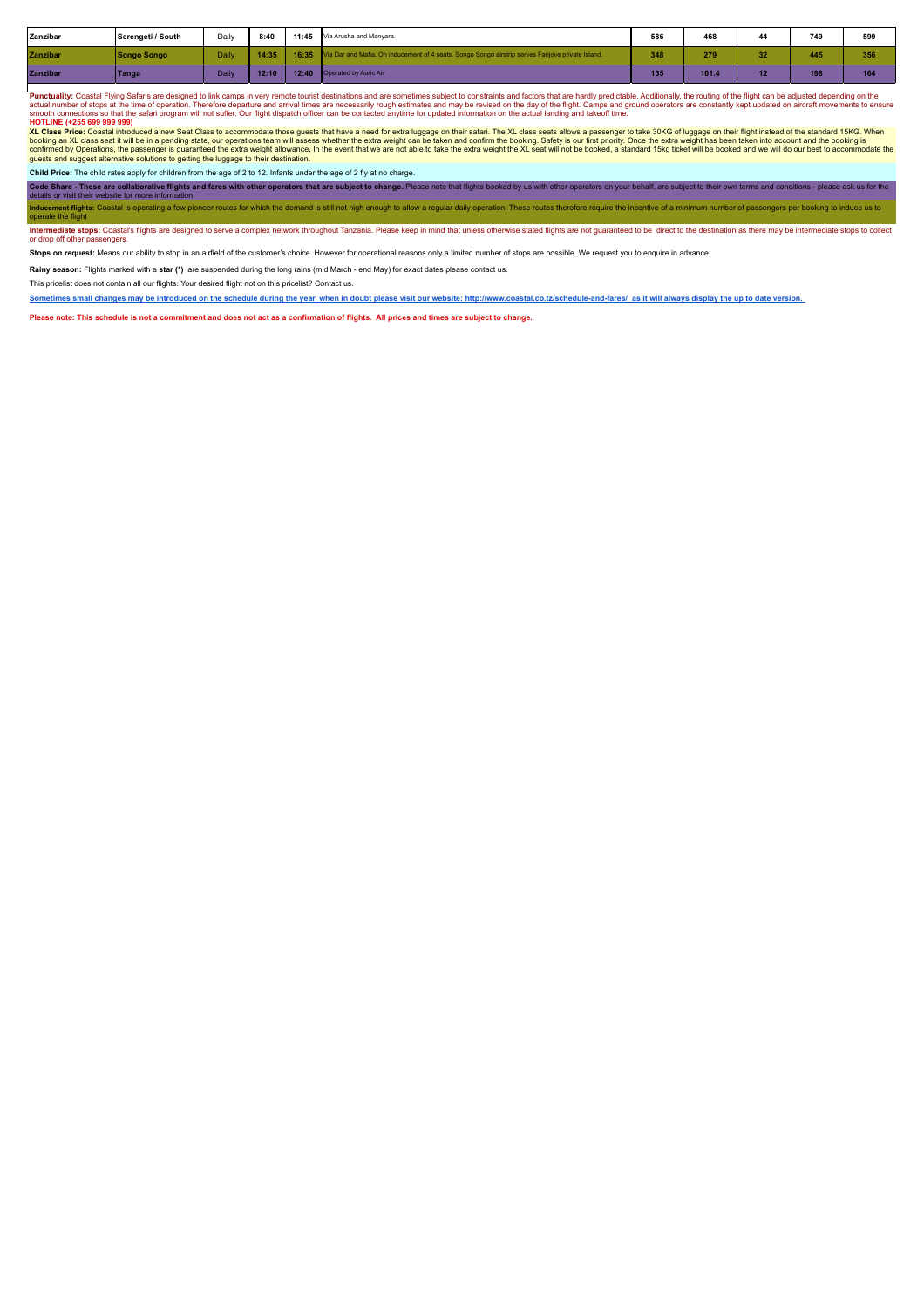| | | | | | | | | | | |
|---|---|---|---|---|---|---|---|---|---|---|
| Zanzibar | Serengeti / South | Daily | 8:40 | 11:45 | Via Arusha and Manyara. | 586 | 468 | 44 | 749 | 599 |
| Zanzibar | Songo Songo | Daily | 14:35 | 16:35 | Via Dar and Mafia. On inducement of 4 seats. Songo Songo airstrip serves Fanjove private Island. | 348 | 279 | 32 | 445 | 356 |
| Zanzibar | Tanga | Daily | 12:10 | 12:40 | Operated by Auric Air | 135 | 101.4 | 12 | 198 | 164 |

**Punctuality:** Coastal Flying Safaris are designed to link camps in very remote tourist destinations and are sometimes subject to constraints and factors that are hardly predictable. Additionally, the routing of the flight can be adjusted depending on the actual number of stops at the time of operation. Therefore departure and arrival times are necessarily rough estimates and may be revised on the day of the flight. Camps and ground operators are constantly kept updated on aircraft movements to ensure smooth connections so that the safari program will not suffer. Our flight dispatch officer can be contacted anytime for updated information on the actual landing and takeoff time.
**HOTLINE (+255 699 999 999)**

**XL Class Price:** Coastal introduced a new Seat Class to accommodate those guests that have a need for extra luggage on their safari. The XL class seats allows a passenger to take 30KG of luggage on their flight instead of the standard 15KG. When booking an XL class seat it will be in a pending state, our operations team will assess whether the extra weight can be taken and confirm the booking. Safety is our first priority. Once the extra weight has been taken into account and the booking is confirmed by Operations, the passenger is guaranteed the extra weight allowance. In the event that we are not able to take the extra weight the XL seat will not be booked, a standard 15kg ticket will be booked and we will do our best to accommodate the guests and suggest alternative solutions to getting the luggage to their destination.

**Child Price:** The child rates apply for children from the age of 2 to 12. Infants under the age of 2 fly at no charge.

**Code Share - These are collaborative flights and fares with other operators that are subject to change.** Please note that flights booked by us with other operators on your behalf, are subject to their own terms and conditions - please ask us for the details or visit their website for more information

**Inducement flights:** Coastal is operating a few pioneer routes for which the demand is still not high enough to allow a regular daily operation. These routes therefore require the incentive of a minimum number of passengers per booking to induce us to operate the flight

**Intermediate stops:** Coastal's flights are designed to serve a complex network throughout Tanzania. Please keep in mind that unless otherwise stated flights are not guaranteed to be direct to the destination as there may be intermediate stops to collect or drop off other passengers.

**Stops on request:** Means our ability to stop in an airfield of the customer's choice. However for operational reasons only a limited number of stops are possible. We request you to enquire in advance.

**Rainy season:** Flights marked with a **star (*)** are suspended during the long rains (mid March - end May) for exact dates please contact us.

This pricelist does not contain all our flights. Your desired flight not on this pricelist? Contact us.

**Sometimes small changes may be introduced on the schedule during the year, when in doubt please visit our website: http://www.coastal.co.tz/schedule-and-fares/ as it will always display the up to date version.**

**Please note: This schedule is not a commitment and does not act as a confirmation of flights. All prices and times are subject to change.**